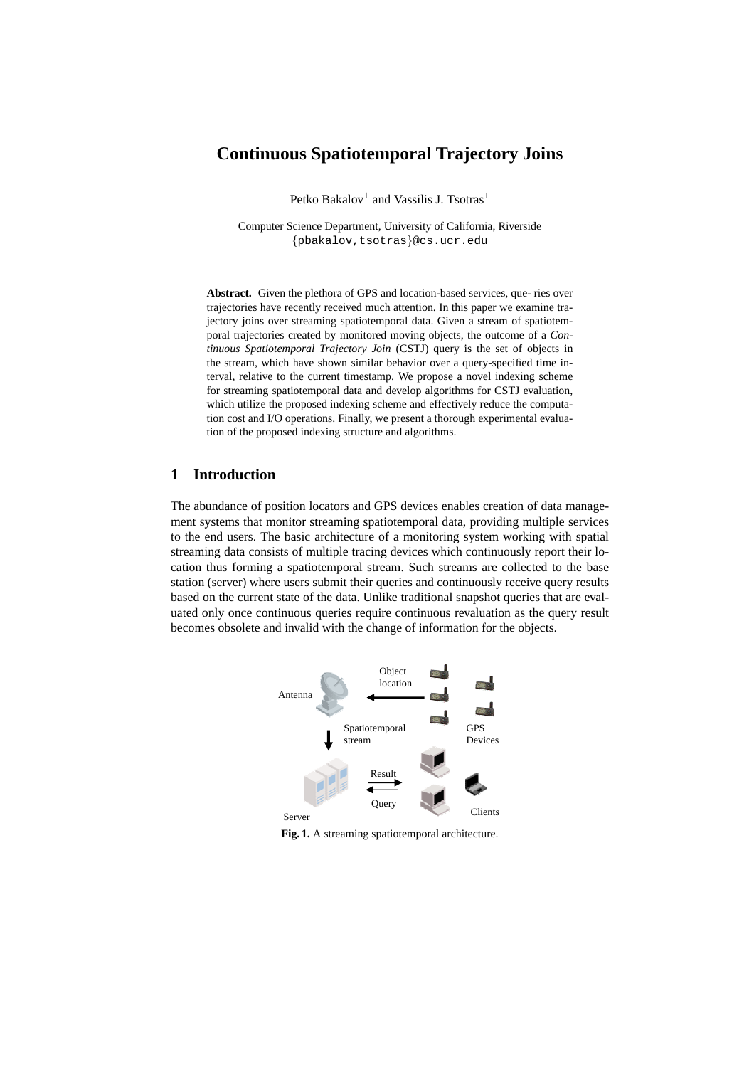# Continuous Spatiotemporal Trajectory Joins

Petko Bakalov[1] and Vassilis J. Tsotras[1]

Computer Science Department, University of California, Riverside
{pbakalov,tsotras}@cs.ucr.edu

**Abstract.** Given the plethora of GPS and location-based services, que- ries over trajectories have recently received much attention. In this paper we examine trajectory joins over streaming spatiotemporal data. Given a stream of spatiotemporal trajectories created by monitored moving objects, the outcome of a *Continuous Spatiotemporal Trajectory Join* (CSTJ) query is the set of objects in the stream, which have shown similar behavior over a query-specified time interval, relative to the current timestamp. We propose a novel indexing scheme for streaming spatiotemporal data and develop algorithms for CSTJ evaluation, which utilize the proposed indexing scheme and effectively reduce the computation cost and I/O operations. Finally, we present a thorough experimental evaluation of the proposed indexing structure and algorithms.

## 1 Introduction

The abundance of position locators and GPS devices enables creation of data management systems that monitor streaming spatiotemporal data, providing multiple services to the end users. The basic architecture of a monitoring system working with spatial streaming data consists of multiple tracing devices which continuously report their location thus forming a spatiotemporal stream. Such streams are collected to the base station (server) where users submit their queries and continuously receive query results based on the current state of the data. Unlike traditional snapshot queries that are evaluated only once continuous queries require continuous revaluation as the query result becomes obsolete and invalid with the change of information for the objects.

Object location
Antenna
Spatiotemporal stream
GPS Devices
Result
Query
Server
Clients

**Fig. 1.** A streaming spatiotemporal architecture.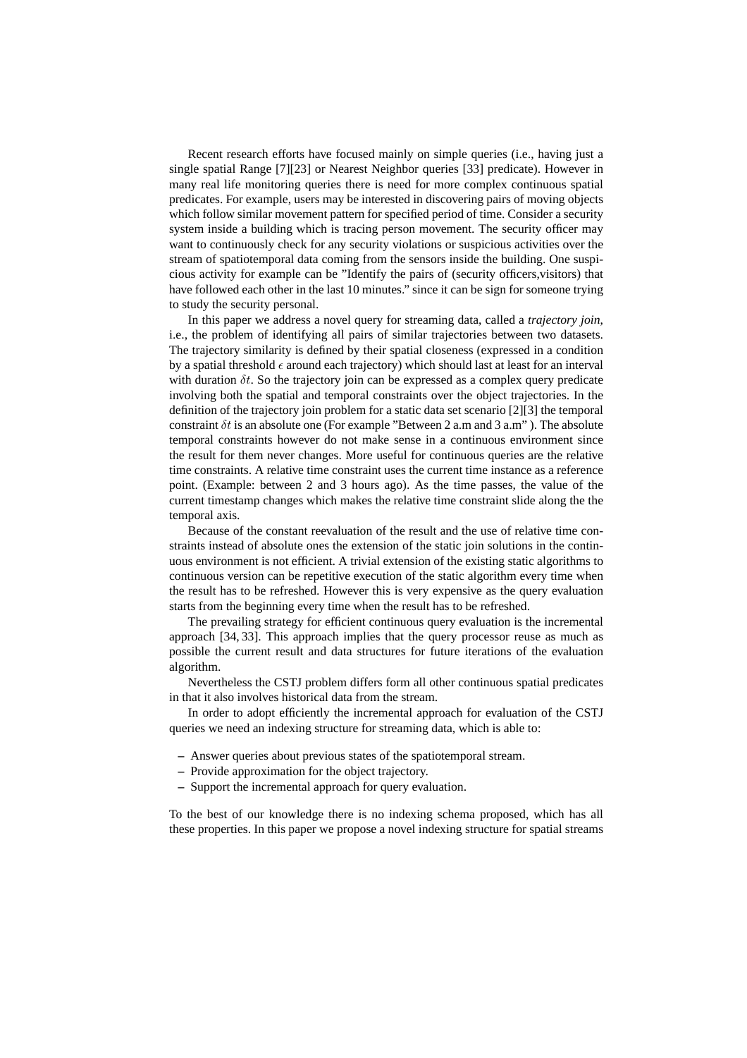Recent research efforts have focused mainly on simple queries (i.e., having just a single spatial Range [7][23] or Nearest Neighbor queries [33] predicate). However in many real life monitoring queries there is need for more complex continuous spatial predicates. For example, users may be interested in discovering pairs of moving objects which follow similar movement pattern for specified period of time. Consider a security system inside a building which is tracing person movement. The security officer may want to continuously check for any security violations or suspicious activities over the stream of spatiotemporal data coming from the sensors inside the building. One suspicious activity for example can be "Identify the pairs of (security officers,visitors) that have followed each other in the last 10 minutes." since it can be sign for someone trying to study the security personal.

In this paper we address a novel query for streaming data, called a *trajectory join*, i.e., the problem of identifying all pairs of similar trajectories between two datasets. The trajectory similarity is defined by their spatial closeness (expressed in a condition by a spatial threshold $\epsilon$ around each trajectory) which should last at least for an interval with duration $\delta t$. So the trajectory join can be expressed as a complex query predicate involving both the spatial and temporal constraints over the object trajectories. In the definition of the trajectory join problem for a static data set scenario [2][3] the temporal constraint $\delta t$ is an absolute one (For example "Between 2 a.m and 3 a.m" ). The absolute temporal constraints however do not make sense in a continuous environment since the result for them never changes. More useful for continuous queries are the relative time constraints. A relative time constraint uses the current time instance as a reference point. (Example: between 2 and 3 hours ago). As the time passes, the value of the current timestamp changes which makes the relative time constraint slide along the the temporal axis.

Because of the constant reevaluation of the result and the use of relative time constraints instead of absolute ones the extension of the static join solutions in the continuous environment is not efficient. A trivial extension of the existing static algorithms to continuous version can be repetitive execution of the static algorithm every time when the result has to be refreshed. However this is very expensive as the query evaluation starts from the beginning every time when the result has to be refreshed.

The prevailing strategy for efficient continuous query evaluation is the incremental approach [34, 33]. This approach implies that the query processor reuse as much as possible the current result and data structures for future iterations of the evaluation algorithm.

Nevertheless the CSTJ problem differs form all other continuous spatial predicates in that it also involves historical data from the stream.

In order to adopt efficiently the incremental approach for evaluation of the CSTJ queries we need an indexing structure for streaming data, which is able to:

- Answer queries about previous states of the spatiotemporal stream.
- Provide approximation for the object trajectory.
- Support the incremental approach for query evaluation.

To the best of our knowledge there is no indexing schema proposed, which has all these properties. In this paper we propose a novel indexing structure for spatial streams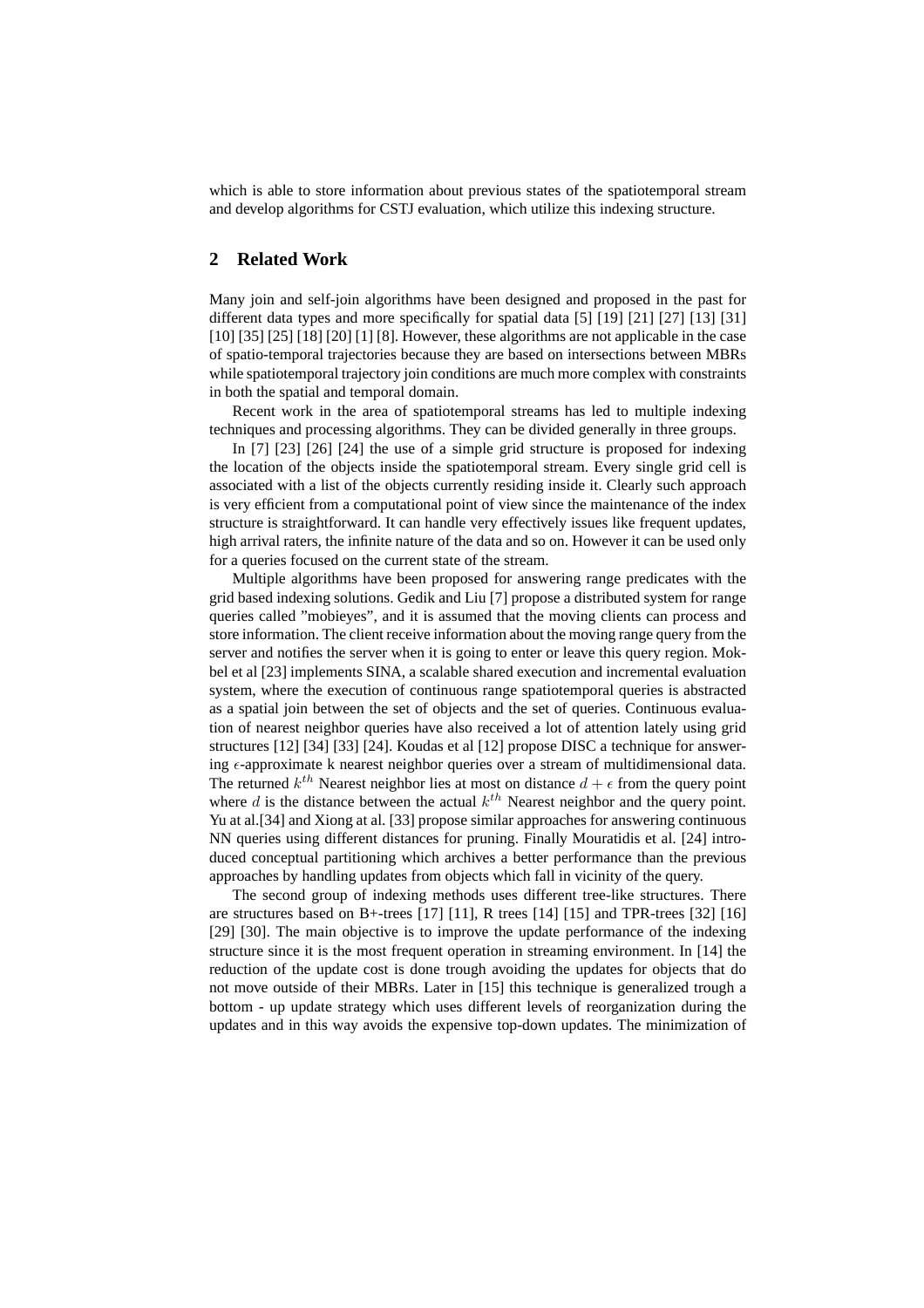which is able to store information about previous states of the spatiotemporal stream and develop algorithms for CSTJ evaluation, which utilize this indexing structure.

## 2 Related Work

Many join and self-join algorithms have been designed and proposed in the past for different data types and more specifically for spatial data [5] [19] [21] [27] [13] [31] [10] [35] [25] [18] [20] [1] [8]. However, these algorithms are not applicable in the case of spatio-temporal trajectories because they are based on intersections between MBRs while spatiotemporal trajectory join conditions are much more complex with constraints in both the spatial and temporal domain.

Recent work in the area of spatiotemporal streams has led to multiple indexing techniques and processing algorithms. They can be divided generally in three groups.

In [7] [23] [26] [24] the use of a simple grid structure is proposed for indexing the location of the objects inside the spatiotemporal stream. Every single grid cell is associated with a list of the objects currently residing inside it. Clearly such approach is very efficient from a computational point of view since the maintenance of the index structure is straightforward. It can handle very effectively issues like frequent updates, high arrival raters, the infinite nature of the data and so on. However it can be used only for a queries focused on the current state of the stream.

Multiple algorithms have been proposed for answering range predicates with the grid based indexing solutions. Gedik and Liu [7] propose a distributed system for range queries called "mobieyes", and it is assumed that the moving clients can process and store information. The client receive information about the moving range query from the server and notifies the server when it is going to enter or leave this query region. Mokbel et al [23] implements SINA, a scalable shared execution and incremental evaluation system, where the execution of continuous range spatiotemporal queries is abstracted as a spatial join between the set of objects and the set of queries. Continuous evaluation of nearest neighbor queries have also received a lot of attention lately using grid structures [12] [34] [33] [24]. Koudas et al [12] propose DISC a technique for answering $\epsilon$-approximate k nearest neighbor queries over a stream of multidimensional data. The returned $k^{th}$ Nearest neighbor lies at most on distance $d + \epsilon$ from the query point where $d$ is the distance between the actual $k^{th}$ Nearest neighbor and the query point. Yu at al.[34] and Xiong at al. [33] propose similar approaches for answering continuous NN queries using different distances for pruning. Finally Mouratidis et al. [24] introduced conceptual partitioning which archives a better performance than the previous approaches by handling updates from objects which fall in vicinity of the query.

The second group of indexing methods uses different tree-like structures. There are structures based on B+-trees [17] [11], R trees [14] [15] and TPR-trees [32] [16] [29] [30]. The main objective is to improve the update performance of the indexing structure since it is the most frequent operation in streaming environment. In [14] the reduction of the update cost is done trough avoiding the updates for objects that do not move outside of their MBRs. Later in [15] this technique is generalized trough a bottom - up update strategy which uses different levels of reorganization during the updates and in this way avoids the expensive top-down updates. The minimization of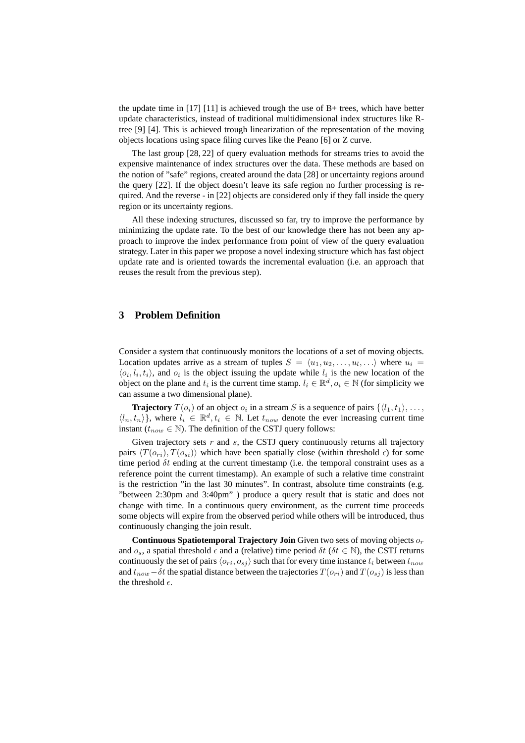the update time in [17] [11] is achieved trough the use of B+ trees, which have better update characteristics, instead of traditional multidimensional index structures like R-tree [9] [4]. This is achieved trough linearization of the representation of the moving objects locations using space filing curves like the Peano [6] or Z curve.

The last group [28, 22] of query evaluation methods for streams tries to avoid the expensive maintenance of index structures over the data. These methods are based on the notion of "safe" regions, created around the data [28] or uncertainty regions around the query [22]. If the object doesn't leave its safe region no further processing is required. And the reverse - in [22] objects are considered only if they fall inside the query region or its uncertainty regions.

All these indexing structures, discussed so far, try to improve the performance by minimizing the update rate. To the best of our knowledge there has not been any approach to improve the index performance from point of view of the query evaluation strategy. Later in this paper we propose a novel indexing structure which has fast object update rate and is oriented towards the incremental evaluation (i.e. an approach that reuses the result from the previous step).

## 3 Problem Definition

Consider a system that continuously monitors the locations of a set of moving objects. Location updates arrive as a stream of tuples $S = \langle u_1, u_2, \ldots, u_l, \ldots \rangle$ where $u_i = \langle o_i, l_i, t_i \rangle$, and $o_i$ is the object issuing the update while $l_i$ is the new location of the object on the plane and $t_i$ is the current time stamp. $l_i \in \mathbb{R}^d, o_i \in \mathbb{N}$ (for simplicity we can assume a two dimensional plane).

**Trajectory** $T(o_i)$ of an object $o_i$ in a stream $S$ is a sequence of pairs $\{\langle l_1, t_1 \rangle, \ldots, \langle l_n, t_n \rangle\}$, where $l_i \in \mathbb{R}^d, t_i \in \mathbb{N}$. Let $t_{now}$ denote the ever increasing current time instant ($t_{now} \in \mathbb{N}$). The definition of the CSTJ query follows:

Given trajectory sets $r$ and $s$, the CSTJ query continuously returns all trajectory pairs $\langle T(o_{ri}), T(o_{si}) \rangle$ which have been spatially close (within threshold $\epsilon$) for some time period $\delta t$ ending at the current timestamp (i.e. the temporal constraint uses as a reference point the current timestamp). An example of such a relative time constraint is the restriction "in the last 30 minutes". In contrast, absolute time constraints (e.g. "between 2:30pm and 3:40pm" ) produce a query result that is static and does not change with time. In a continuous query environment, as the current time proceeds some objects will expire from the observed period while others will be introduced, thus continuously changing the join result.

**Continuous Spatiotemporal Trajectory Join** Given two sets of moving objects $o_r$ and $o_s$, a spatial threshold $\epsilon$ and a (relative) time period $\delta t$ ($\delta t \in \mathbb{N}$), the CSTJ returns continuously the set of pairs $\langle o_{ri}, o_{sj} \rangle$ such that for every time instance $t_i$ between $t_{now}$ and $t_{now} - \delta t$ the spatial distance between the trajectories $T(o_{ri})$ and $T(o_{sj})$ is less than the threshold $\epsilon$.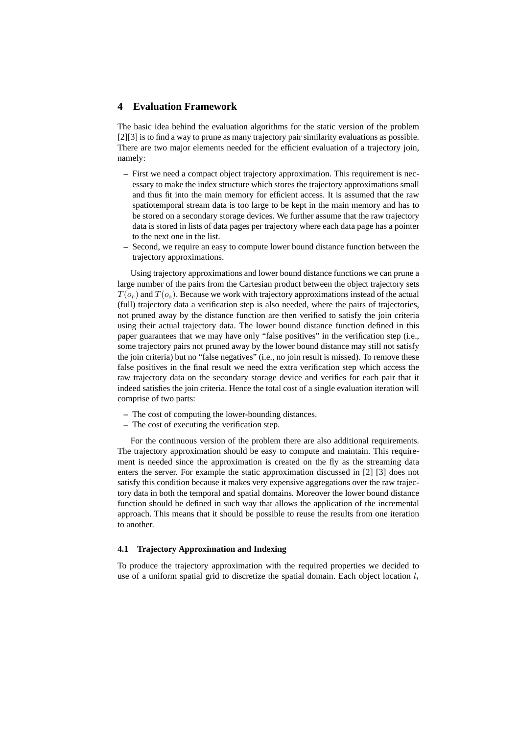## 4 Evaluation Framework

The basic idea behind the evaluation algorithms for the static version of the problem [2][3] is to find a way to prune as many trajectory pair similarity evaluations as possible. There are two major elements needed for the efficient evaluation of a trajectory join, namely:

- First we need a compact object trajectory approximation. This requirement is necessary to make the index structure which stores the trajectory approximations small and thus fit into the main memory for efficient access. It is assumed that the raw spatiotemporal stream data is too large to be kept in the main memory and has to be stored on a secondary storage devices. We further assume that the raw trajectory data is stored in lists of data pages per trajectory where each data page has a pointer to the next one in the list.
- Second, we require an easy to compute lower bound distance function between the trajectory approximations.

Using trajectory approximations and lower bound distance functions we can prune a large number of the pairs from the Cartesian product between the object trajectory sets $T(o_r)$ and $T(o_s)$. Because we work with trajectory approximations instead of the actual (full) trajectory data a verification step is also needed, where the pairs of trajectories, not pruned away by the distance function are then verified to satisfy the join criteria using their actual trajectory data. The lower bound distance function defined in this paper guarantees that we may have only "false positives" in the verification step (i.e., some trajectory pairs not pruned away by the lower bound distance may still not satisfy the join criteria) but no "false negatives" (i.e., no join result is missed). To remove these false positives in the final result we need the extra verification step which access the raw trajectory data on the secondary storage device and verifies for each pair that it indeed satisfies the join criteria. Hence the total cost of a single evaluation iteration will comprise of two parts:

- The cost of computing the lower-bounding distances.
- The cost of executing the verification step.

For the continuous version of the problem there are also additional requirements. The trajectory approximation should be easy to compute and maintain. This requirement is needed since the approximation is created on the fly as the streaming data enters the server. For example the static approximation discussed in [2] [3] does not satisfy this condition because it makes very expensive aggregations over the raw trajectory data in both the temporal and spatial domains. Moreover the lower bound distance function should be defined in such way that allows the application of the incremental approach. This means that it should be possible to reuse the results from one iteration to another.

### 4.1 Trajectory Approximation and Indexing

To produce the trajectory approximation with the required properties we decided to use of a uniform spatial grid to discretize the spatial domain. Each object location $l_i$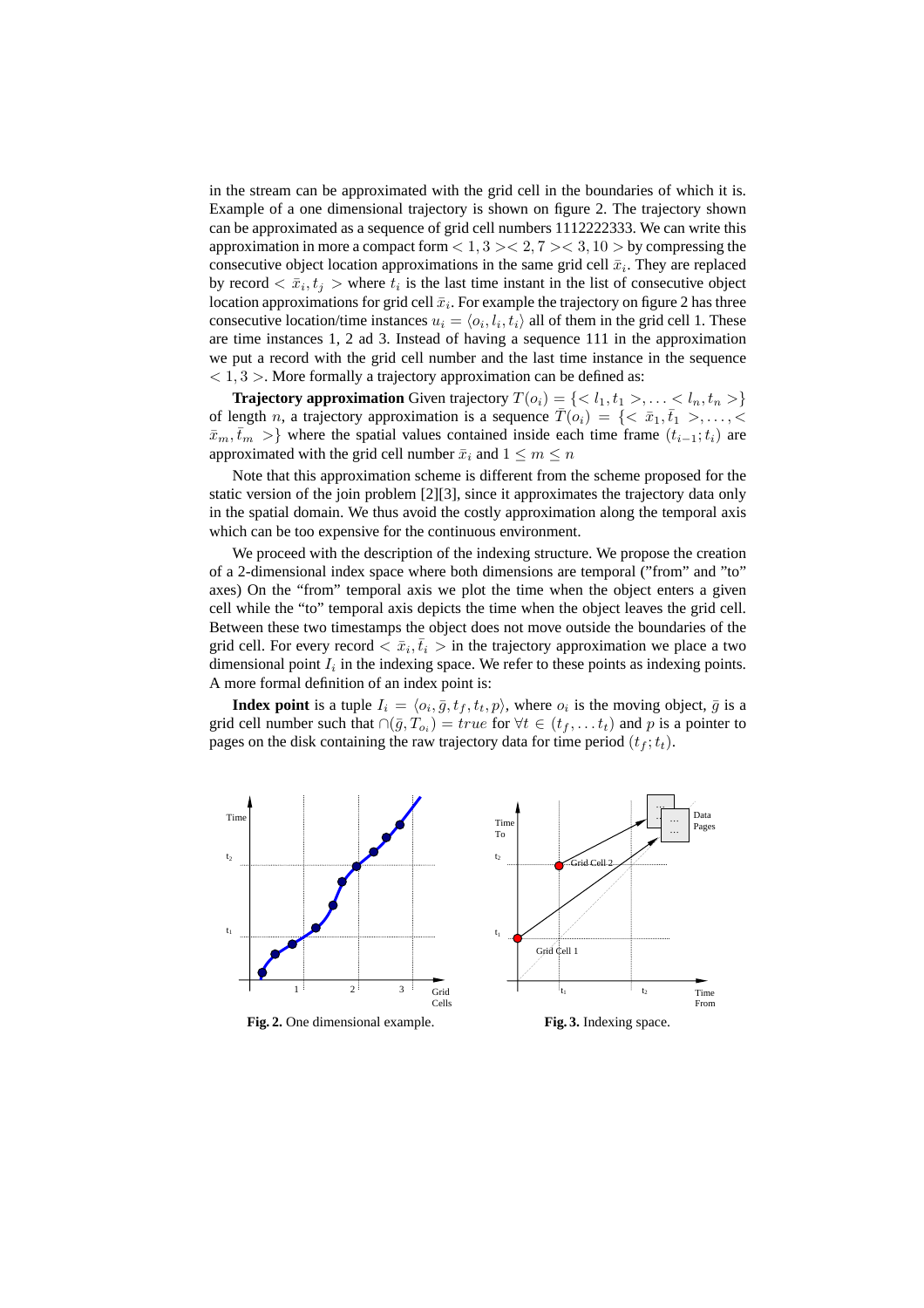in the stream can be approximated with the grid cell in the boundaries of which it is. Example of a one dimensional trajectory is shown on figure 2. The trajectory shown can be approximated as a sequence of grid cell numbers 1112222333. We can write this approximation in more a compact form $< 1, 3 >< 2, 7 >< 3, 10 >$ by compressing the consecutive object location approximations in the same grid cell $\bar{x}_i$. They are replaced by record $< \bar{x}_i, t_j >$ where $t_i$ is the last time instant in the list of consecutive object location approximations for grid cell $\bar{x}_i$. For example the trajectory on figure 2 has three consecutive location/time instances $u_i = \langle o_i, l_i, t_i \rangle$ all of them in the grid cell 1. These are time instances 1, 2 ad 3. Instead of having a sequence 111 in the approximation we put a record with the grid cell number and the last time instance in the sequence $< 1, 3 >$. More formally a trajectory approximation can be defined as:

**Trajectory approximation** Given trajectory $T(o_i) = \{< l_1, t_1 >, \ldots < l_n, t_n >\}$ of length $n$, a trajectory approximation is a sequence $\bar{T}(o_i) = \{< \bar{x}_1, \bar{t}_1 >, \ldots, < \bar{x}_m, \bar{t}_m >\}$ where the spatial values contained inside each time frame $(t_{i-1}; t_i)$ are approximated with the grid cell number $\bar{x}_i$ and $1 \leq m \leq n$

Note that this approximation scheme is different from the scheme proposed for the static version of the join problem [2][3], since it approximates the trajectory data only in the spatial domain. We thus avoid the costly approximation along the temporal axis which can be too expensive for the continuous environment.

We proceed with the description of the indexing structure. We propose the creation of a 2-dimensional index space where both dimensions are temporal ("from" and "to" axes) On the "from" temporal axis we plot the time when the object enters a given cell while the "to" temporal axis depicts the time when the object leaves the grid cell. Between these two timestamps the object does not move outside the boundaries of the grid cell. For every record $< \bar{x}_i, \bar{t}_i >$ in the trajectory approximation we place a two dimensional point $I_i$ in the indexing space. We refer to these points as indexing points. A more formal definition of an index point is:

**Index point** is a tuple $I_i = \langle o_i, \bar{g}, t_f, t_t, p \rangle$, where $o_i$ is the moving object, $\bar{g}$ is a grid cell number such that $\cap(\bar{g}, T_{o_i}) = true$ for $\forall t \in (t_f, \ldots t_t)$ and $p$ is a pointer to pages on the disk containing the raw trajectory data for time period $(t_f; t_t)$.

Time
$t_2$
$t_1$
1
2
3
Grid Cells

**Fig. 2.** One dimensional example.

Time To
$t_2$
$t_1$
Grid Cell 2
Grid Cell 1
Data Pages
$t_1$
$t_2$
Time From

**Fig. 3.** Indexing space.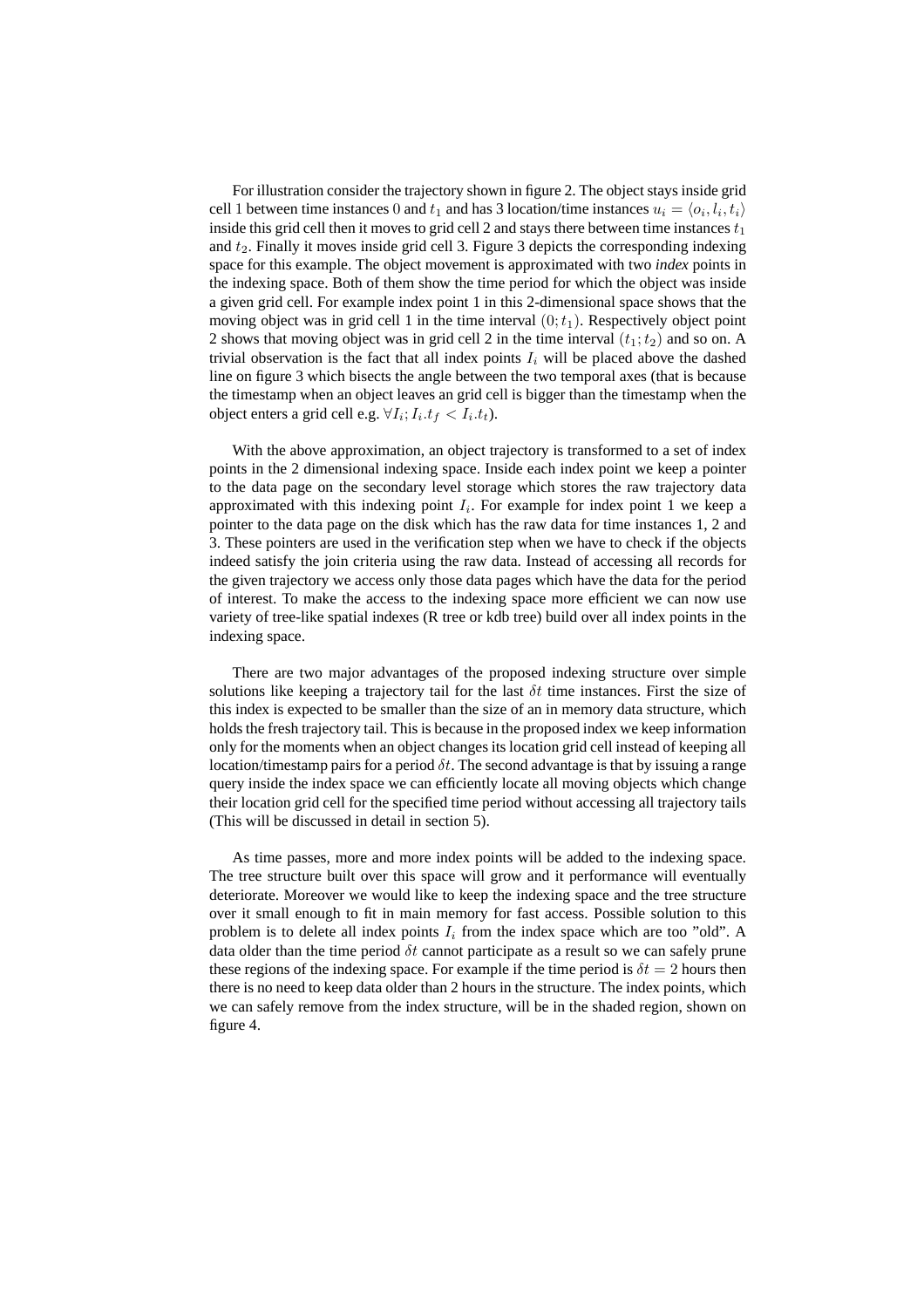For illustration consider the trajectory shown in figure 2. The object stays inside grid cell 1 between time instances $0$ and $t_1$ and has 3 location/time instances $u_i = \langle o_i, l_i, t_i \rangle$ inside this grid cell then it moves to grid cell 2 and stays there between time instances $t_1$ and $t_2$. Finally it moves inside grid cell 3. Figure 3 depicts the corresponding indexing space for this example. The object movement is approximated with two *index* points in the indexing space. Both of them show the time period for which the object was inside a given grid cell. For example index point 1 in this 2-dimensional space shows that the moving object was in grid cell 1 in the time interval $(0; t_1)$. Respectively object point 2 shows that moving object was in grid cell 2 in the time interval $(t_1; t_2)$ and so on. A trivial observation is the fact that all index points $I_i$ will be placed above the dashed line on figure 3 which bisects the angle between the two temporal axes (that is because the timestamp when an object leaves an grid cell is bigger than the timestamp when the object enters a grid cell e.g. $\forall I_i; I_i.t_f < I_i.t_t$).

With the above approximation, an object trajectory is transformed to a set of index points in the 2 dimensional indexing space. Inside each index point we keep a pointer to the data page on the secondary level storage which stores the raw trajectory data approximated with this indexing point $I_i$. For example for index point 1 we keep a pointer to the data page on the disk which has the raw data for time instances 1, 2 and 3. These pointers are used in the verification step when we have to check if the objects indeed satisfy the join criteria using the raw data. Instead of accessing all records for the given trajectory we access only those data pages which have the data for the period of interest. To make the access to the indexing space more efficient we can now use variety of tree-like spatial indexes (R tree or kdb tree) build over all index points in the indexing space.

There are two major advantages of the proposed indexing structure over simple solutions like keeping a trajectory tail for the last $\delta t$ time instances. First the size of this index is expected to be smaller than the size of an in memory data structure, which holds the fresh trajectory tail. This is because in the proposed index we keep information only for the moments when an object changes its location grid cell instead of keeping all location/timestamp pairs for a period $\delta t$. The second advantage is that by issuing a range query inside the index space we can efficiently locate all moving objects which change their location grid cell for the specified time period without accessing all trajectory tails (This will be discussed in detail in section 5).

As time passes, more and more index points will be added to the indexing space. The tree structure built over this space will grow and it performance will eventually deteriorate. Moreover we would like to keep the indexing space and the tree structure over it small enough to fit in main memory for fast access. Possible solution to this problem is to delete all index points $I_i$ from the index space which are too "old". A data older than the time period $\delta t$ cannot participate as a result so we can safely prune these regions of the indexing space. For example if the time period is $\delta t = 2$ hours then there is no need to keep data older than 2 hours in the structure. The index points, which we can safely remove from the index structure, will be in the shaded region, shown on figure 4.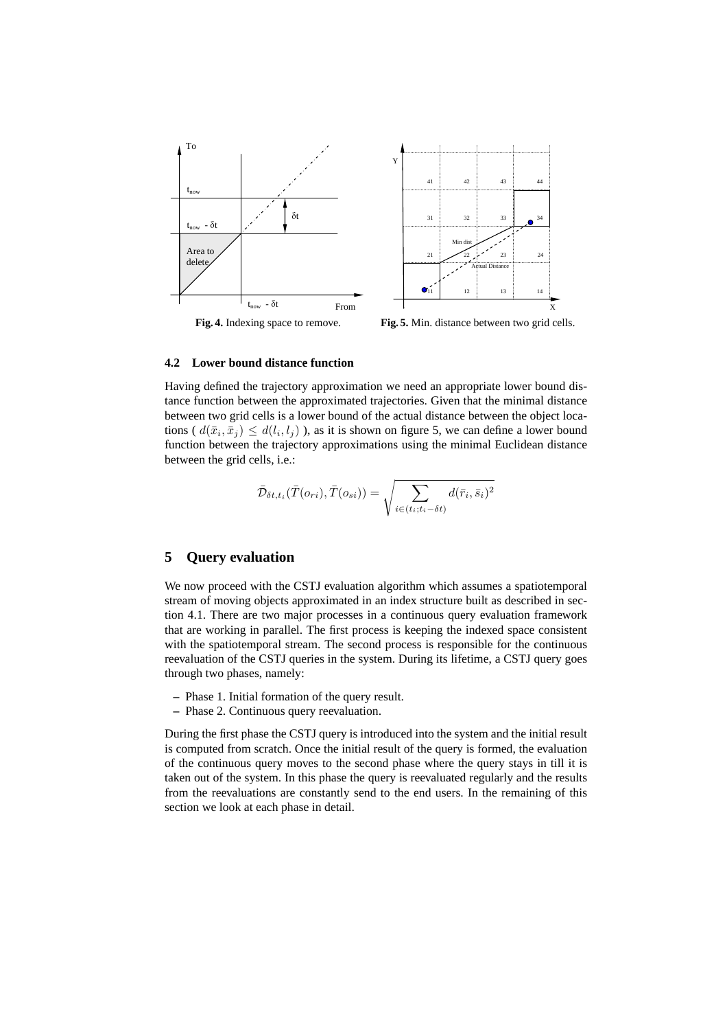To

$t_{now}$

$t_{now}$ - δt

δt

Area to delete

$t_{now}$ - δt

From

**Fig. 4.** Indexing space to remove.

Y

41 42 43 44

31 32 33 34

Min dist

21 22 23 24

Actual Distance

11 12 13 14

X

**Fig. 5.** Min. distance between two grid cells.

### 4.2 Lower bound distance function

Having defined the trajectory approximation we need an appropriate lower bound distance function between the approximated trajectories. Given that the minimal distance between two grid cells is a lower bound of the actual distance between the object locations ( $d(\bar{x}_i, \bar{x}_j) \leq d(l_i, l_j)$ ), as it is shown on figure 5, we can define a lower bound function between the trajectory approximations using the minimal Euclidean distance between the grid cells, i.e.:

$$\bar{\mathcal{D}}_{\delta t, t_i}(\bar{T}(o_{ri}), \bar{T}(o_{si})) = \sqrt{\sum_{i \in (t_i; t_i - \delta t)} d(\bar{r}_i, \bar{s}_i)^2}$$

## 5 Query evaluation

We now proceed with the CSTJ evaluation algorithm which assumes a spatiotemporal stream of moving objects approximated in an index structure built as described in section 4.1. There are two major processes in a continuous query evaluation framework that are working in parallel. The first process is keeping the indexed space consistent with the spatiotemporal stream. The second process is responsible for the continuous reevaluation of the CSTJ queries in the system. During its lifetime, a CSTJ query goes through two phases, namely:

- Phase 1. Initial formation of the query result.
- Phase 2. Continuous query reevaluation.

During the first phase the CSTJ query is introduced into the system and the initial result is computed from scratch. Once the initial result of the query is formed, the evaluation of the continuous query moves to the second phase where the query stays in till it is taken out of the system. In this phase the query is reevaluated regularly and the results from the reevaluations are constantly send to the end users. In the remaining of this section we look at each phase in detail.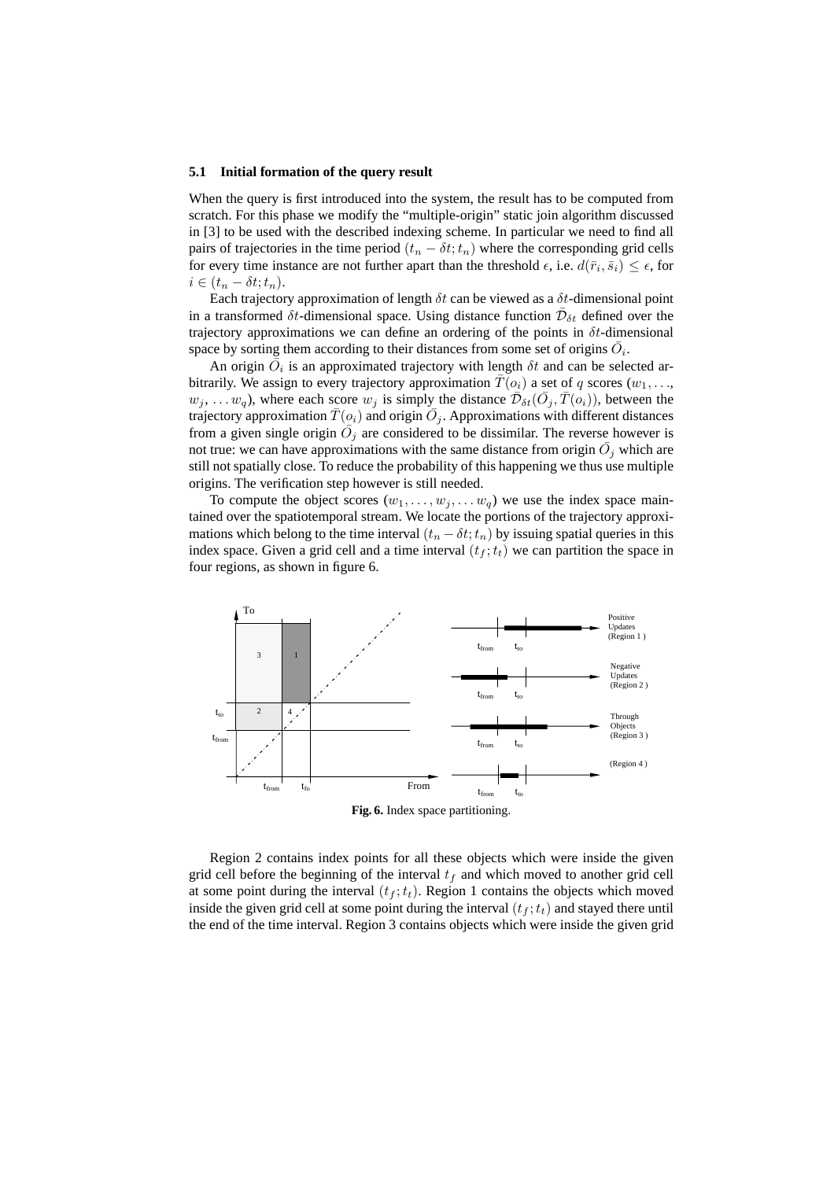### 5.1 Initial formation of the query result

When the query is first introduced into the system, the result has to be computed from scratch. For this phase we modify the "multiple-origin" static join algorithm discussed in [3] to be used with the described indexing scheme. In particular we need to find all pairs of trajectories in the time period $(t_n - \delta t; t_n)$ where the corresponding grid cells for every time instance are not further apart than the threshold $\epsilon$, i.e. $d(\bar{r}_i, \bar{s}_i) \leq \epsilon$, for $i \in (t_n - \delta t; t_n)$.

Each trajectory approximation of length $\delta t$ can be viewed as a $\delta t$-dimensional point in a transformed $\delta t$-dimensional space. Using distance function $\bar{\mathcal{D}}_{\delta t}$ defined over the trajectory approximations we can define an ordering of the points in $\delta t$-dimensional space by sorting them according to their distances from some set of origins $\bar{O}_i$.

An origin $\bar{O}_i$ is an approximated trajectory with length $\delta t$ and can be selected arbitrarily. We assign to every trajectory approximation $\bar{T}(o_i)$ a set of $q$ scores ($w_1, \ldots,$ $w_j, \ldots w_q$), where each score $w_j$ is simply the distance $\bar{\mathcal{D}}_{\delta t}(\bar{O}_j, \bar{T}(o_i))$, between the trajectory approximation $\bar{T}(o_i)$ and origin $\bar{O}_j$. Approximations with different distances from a given single origin $\bar{O}_j$ are considered to be dissimilar. The reverse however is not true: we can have approximations with the same distance from origin $\bar{O}_j$ which are still not spatially close. To reduce the probability of this happening we thus use multiple origins. The verification step however is still needed.

To compute the object scores $(w_1, \ldots, w_j, \ldots w_q)$ we use the index space maintained over the spatiotemporal stream. We locate the portions of the trajectory approximations which belong to the time interval $(t_n - \delta t; t_n)$ by issuing spatial queries in this index space. Given a grid cell and a time interval $(t_f; t_t)$ we can partition the space in four regions, as shown in figure 6.

To
From
$t_{to}$
$t_{from}$
$t_{from}$
$t_{to}$
1
2
3
4
Positive Updates (Region 1 )
Negative Updates (Region 2 )
Through Objects (Region 3 )
(Region 4 )

**Fig. 6.** Index space partitioning.

Region 2 contains index points for all these objects which were inside the given grid cell before the beginning of the interval $t_f$ and which moved to another grid cell at some point during the interval $(t_f; t_t)$. Region 1 contains the objects which moved inside the given grid cell at some point during the interval $(t_f; t_t)$ and stayed there until the end of the time interval. Region 3 contains objects which were inside the given grid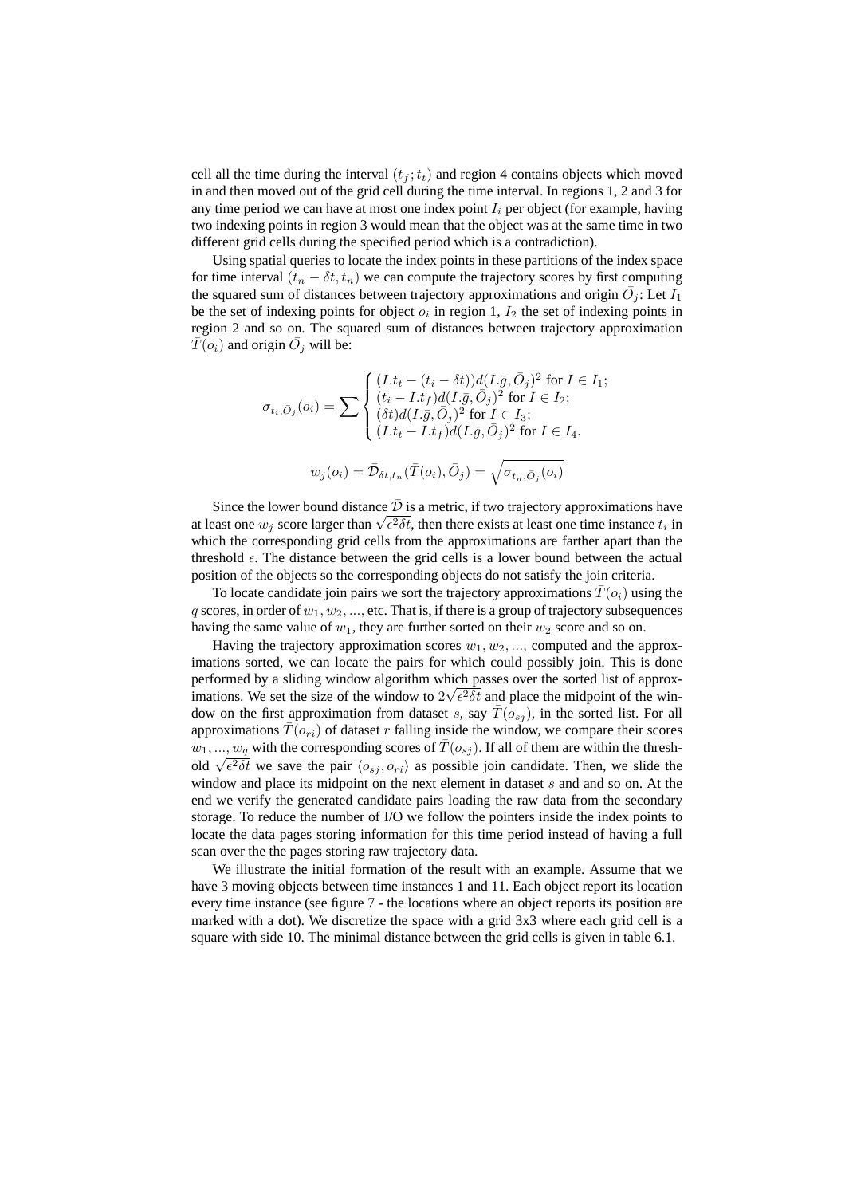cell all the time during the interval $(t_f; t_t)$ and region 4 contains objects which moved in and then moved out of the grid cell during the time interval. In regions 1, 2 and 3 for any time period we can have at most one index point $I_i$ per object (for example, having two indexing points in region 3 would mean that the object was at the same time in two different grid cells during the specified period which is a contradiction).

Using spatial queries to locate the index points in these partitions of the index space for time interval $(t_n - \delta t, t_n)$ we can compute the trajectory scores by first computing the squared sum of distances between trajectory approximations and origin $\bar{O}_j$: Let $I_1$ be the set of indexing points for object $o_i$ in region 1, $I_2$ the set of indexing points in region 2 and so on. The squared sum of distances between trajectory approximation $\bar{T}(o_i)$ and origin $\bar{O}_j$ will be:

$$\sigma_{t_i,\bar{O}_j}(o_i) = \sum \begin{cases} (I.t_t - (t_i - \delta t))d(I.\bar{g}, \bar{O}_j)^2 \text{ for } I \in I_1; \\ (t_i - I.t_f)d(I.\bar{g}, \bar{O}_j)^2 \text{ for } I \in I_2; \\ (\delta t)d(I.\bar{g}, \bar{O}_j)^2 \text{ for } I \in I_3; \\ (I.t_t - I.t_f)d(I.\bar{g}, \bar{O}_j)^2 \text{ for } I \in I_4. \end{cases}$$

$$w_j(o_i) = \bar{\mathcal{D}}_{\delta t, t_n}(\bar{T}(o_i), \bar{O}_j) = \sqrt{\sigma_{t_n,\bar{O}_j}(o_i)}$$

Since the lower bound distance $\bar{\mathcal{D}}$ is a metric, if two trajectory approximations have at least one $w_j$ score larger than $\sqrt{\epsilon^2 \delta t}$, then there exists at least one time instance $t_i$ in which the corresponding grid cells from the approximations are farther apart than the threshold $\epsilon$. The distance between the grid cells is a lower bound between the actual position of the objects so the corresponding objects do not satisfy the join criteria.

To locate candidate join pairs we sort the trajectory approximations $\bar{T}(o_i)$ using the $q$ scores, in order of $w_1, w_2, ...,$ etc. That is, if there is a group of trajectory subsequences having the same value of $w_1$, they are further sorted on their $w_2$ score and so on.

Having the trajectory approximation scores $w_1, w_2, ...,$ computed and the approximations sorted, we can locate the pairs for which could possibly join. This is done performed by a sliding window algorithm which passes over the sorted list of approximations. We set the size of the window to $2\sqrt{\epsilon^2 \delta t}$ and place the midpoint of the window on the first approximation from dataset $s$, say $\bar{T}(o_{sj})$, in the sorted list. For all approximations $\bar{T}(o_{ri})$ of dataset $r$ falling inside the window, we compare their scores $w_1, ..., w_q$ with the corresponding scores of $\bar{T}(o_{sj})$. If all of them are within the threshold $\sqrt{\epsilon^2 \delta t}$ we save the pair $\langle o_{sj}, o_{ri} \rangle$ as possible join candidate. Then, we slide the window and place its midpoint on the next element in dataset $s$ and and so on. At the end we verify the generated candidate pairs loading the raw data from the secondary storage. To reduce the number of I/O we follow the pointers inside the index points to locate the data pages storing information for this time period instead of having a full scan over the the pages storing raw trajectory data.

We illustrate the initial formation of the result with an example. Assume that we have 3 moving objects between time instances 1 and 11. Each object report its location every time instance (see figure 7 - the locations where an object reports its position are marked with a dot). We discretize the space with a grid 3x3 where each grid cell is a square with side 10. The minimal distance between the grid cells is given in table 6.1.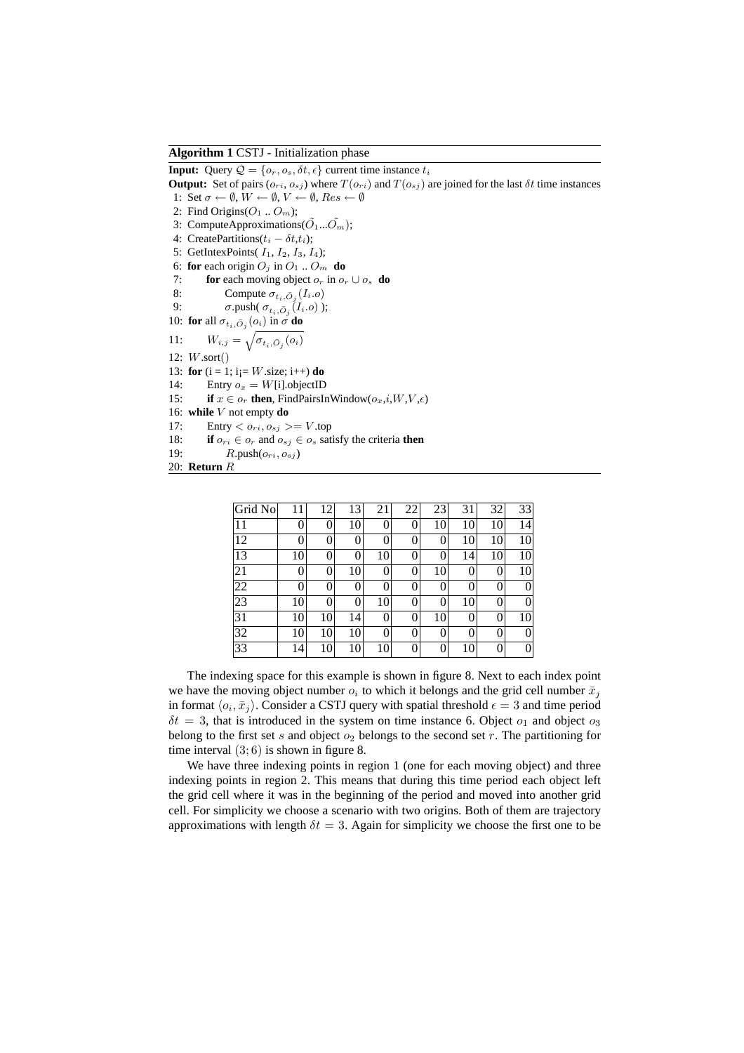**Algorithm 1** CSTJ - Initialization phase

**Input:** Query $\mathcal{Q} = \{o_r, o_s, \delta t, \epsilon\}$ current time instance $t_i$

**Output:** Set of pairs $(o_{ri}, o_{sj})$ where $T(o_{ri})$ and $T(o_{sj})$ are joined for the last $\delta t$ time instances

1: Set $\sigma \leftarrow \emptyset$, $W \leftarrow \emptyset$, $V \leftarrow \emptyset$, $Res \leftarrow \emptyset$
2: Find Origins($O_1$ .. $O_m$);
3: ComputeApproximations($\tilde{O}_1 ... \tilde{O}_m$);
4: CreatePartitions($t_i - \delta t$,$t_i$);
5: GetIntexPoints( $I_1$, $I_2$, $I_3$, $I_4$);
6: **for** each origin $O_j$ in $O_1$ .. $O_m$ **do**
7: &nbsp;&nbsp;&nbsp;&nbsp;**for** each moving object $o_r$ in $o_r \cup o_s$ **do**
8: &nbsp;&nbsp;&nbsp;&nbsp;&nbsp;&nbsp;&nbsp;&nbsp;Compute $\sigma_{t_i, \bar{O}_j}(I_i.o)$
9: &nbsp;&nbsp;&nbsp;&nbsp;&nbsp;&nbsp;&nbsp;&nbsp;$\sigma$.push( $\sigma_{t_i, \bar{O}_j}(I_i.o)$ );
10: **for** all $\sigma_{t_i, \bar{O}_j}(o_i)$ in $\sigma$ **do**
11: &nbsp;&nbsp;&nbsp;&nbsp;$W_{i,j} = \sqrt{\sigma_{t_i, \bar{O}_j}(o_i)}$
12: $W$.sort()
13: **for** (i = 1; i¡= $W$.size; i++) **do**
14: &nbsp;&nbsp;&nbsp;&nbsp;Entry $o_x = W$[i].objectID
15: &nbsp;&nbsp;&nbsp;&nbsp;**if** $x \in o_r$ **then**, FindPairsInWindow($o_x$,$i$,$W$,$V$,$\epsilon$)
16: **while** $V$ not empty **do**
17: &nbsp;&nbsp;&nbsp;&nbsp;Entry $< o_{ri}, o_{sj} >= V$.top
18: &nbsp;&nbsp;&nbsp;&nbsp;**if** $o_{ri} \in o_r$ and $o_{sj} \in o_s$ satisfy the criteria **then**
19: &nbsp;&nbsp;&nbsp;&nbsp;&nbsp;&nbsp;&nbsp;&nbsp;$R$.push($o_{ri}, o_{sj}$)
20: **Return** $R$

| Grid No | 11 | 12 | 13 | 21 | 22 | 23 | 31 | 32 | 33 |
|---|---|---|---|---|---|---|---|---|---|
| 11 | 0 | 0 | 10 | 0 | 0 | 10 | 10 | 10 | 14 |
| 12 | 0 | 0 | 0 | 0 | 0 | 0 | 10 | 10 | 10 |
| 13 | 10 | 0 | 0 | 10 | 0 | 0 | 14 | 10 | 10 |
| 21 | 0 | 0 | 10 | 0 | 0 | 10 | 0 | 0 | 10 |
| 22 | 0 | 0 | 0 | 0 | 0 | 0 | 0 | 0 | 0 |
| 23 | 10 | 0 | 0 | 10 | 0 | 0 | 10 | 0 | 0 |
| 31 | 10 | 10 | 14 | 0 | 0 | 10 | 0 | 0 | 10 |
| 32 | 10 | 10 | 10 | 0 | 0 | 0 | 0 | 0 | 0 |
| 33 | 14 | 10 | 10 | 10 | 0 | 0 | 10 | 0 | 0 |

The indexing space for this example is shown in figure 8. Next to each index point we have the moving object number $o_i$ to which it belongs and the grid cell number $\bar{x}_j$ in format $\langle o_i, \bar{x}_j \rangle$. Consider a CSTJ query with spatial threshold $\epsilon = 3$ and time period $\delta t = 3$, that is introduced in the system on time instance 6. Object $o_1$ and object $o_3$ belong to the first set $s$ and object $o_2$ belongs to the second set $r$. The partitioning for time interval $(3; 6)$ is shown in figure 8.

We have three indexing points in region 1 (one for each moving object) and three indexing points in region 2. This means that during this time period each object left the grid cell where it was in the beginning of the period and moved into another grid cell. For simplicity we choose a scenario with two origins. Both of them are trajectory approximations with length $\delta t = 3$. Again for simplicity we choose the first one to be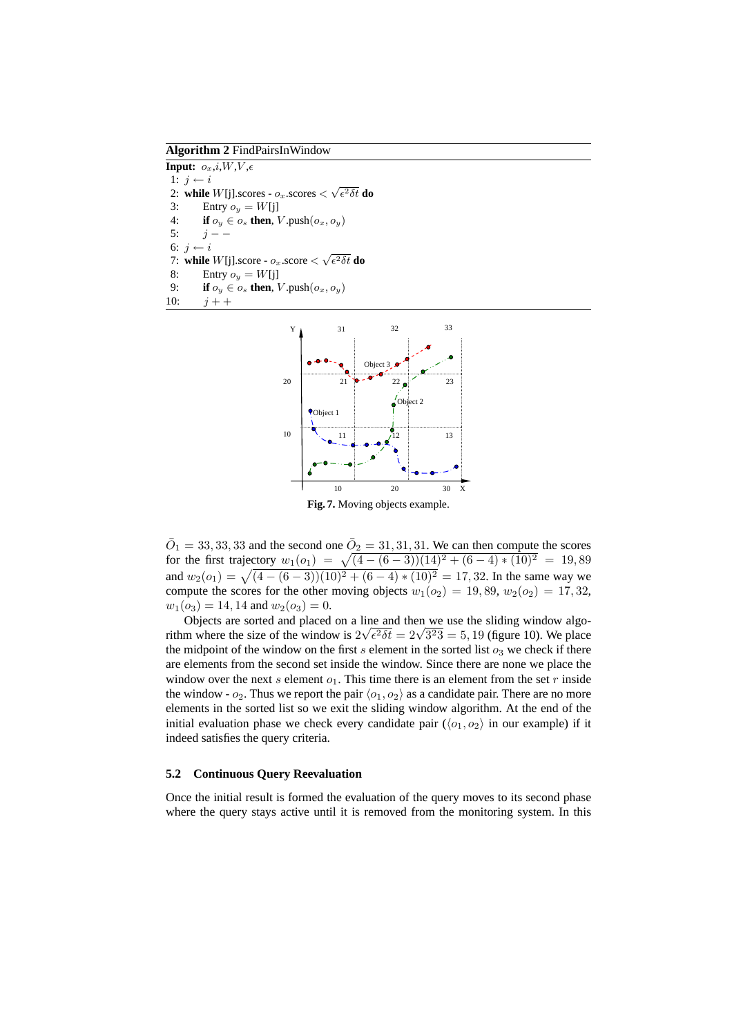**Algorithm 2** FindPairsInWindow

```
Input: o_x, i, W, V, ε
 1: j ← i
 2: while W[j].scores - o_x.scores < √(ε²δt) do
 3:     Entry o_y = W[j]
 4:     if o_y ∈ o_s then, V.push(o_x, o_y)
 5:     j − −
 6: j ← i
 7: while W[j].score - o_x.score < √(ε²δt) do
 8:     Entry o_y = W[j]
 9:     if o_y ∈ o_s then, V.push(o_x, o_y)
10:     j + +
```

Y
31
32
33
20
21
22
23
Object 3
Object 2
Object 1
10
11
12
13
10
20
30
X

**Fig. 7.** Moving objects example.

$\bar{O}_1 = 33, 33, 33$ and the second one $\bar{O}_2 = 31, 31, 31$. We can then compute the scores for the first trajectory $w_1(o_1) = \sqrt{(4-(6-3))(14)^2 + (6-4)*(10)^2} = 19,89$ and $w_2(o_1) = \sqrt{(4-(6-3))(10)^2 + (6-4)*(10)^2} = 17,32$. In the same way we compute the scores for the other moving objects $w_1(o_2) = 19,89$, $w_2(o_2) = 17,32$, $w_1(o_3) = 14,14$ and $w_2(o_3) = 0$.

Objects are sorted and placed on a line and then we use the sliding window algorithm where the size of the window is $2\sqrt{\epsilon^2\delta t} = 2\sqrt{3^2 3} = 5,19$ (figure 10). We place the midpoint of the window on the first $s$ element in the sorted list $o_3$ we check if there are elements from the second set inside the window. Since there are none we place the window over the next $s$ element $o_1$. This time there is an element from the set $r$ inside the window - $o_2$. Thus we report the pair $\langle o_1, o_2 \rangle$ as a candidate pair. There are no more elements in the sorted list so we exit the sliding window algorithm. At the end of the initial evaluation phase we check every candidate pair ($\langle o_1, o_2 \rangle$ in our example) if it indeed satisfies the query criteria.

### 5.2 Continuous Query Reevaluation

Once the initial result is formed the evaluation of the query moves to its second phase where the query stays active until it is removed from the monitoring system. In this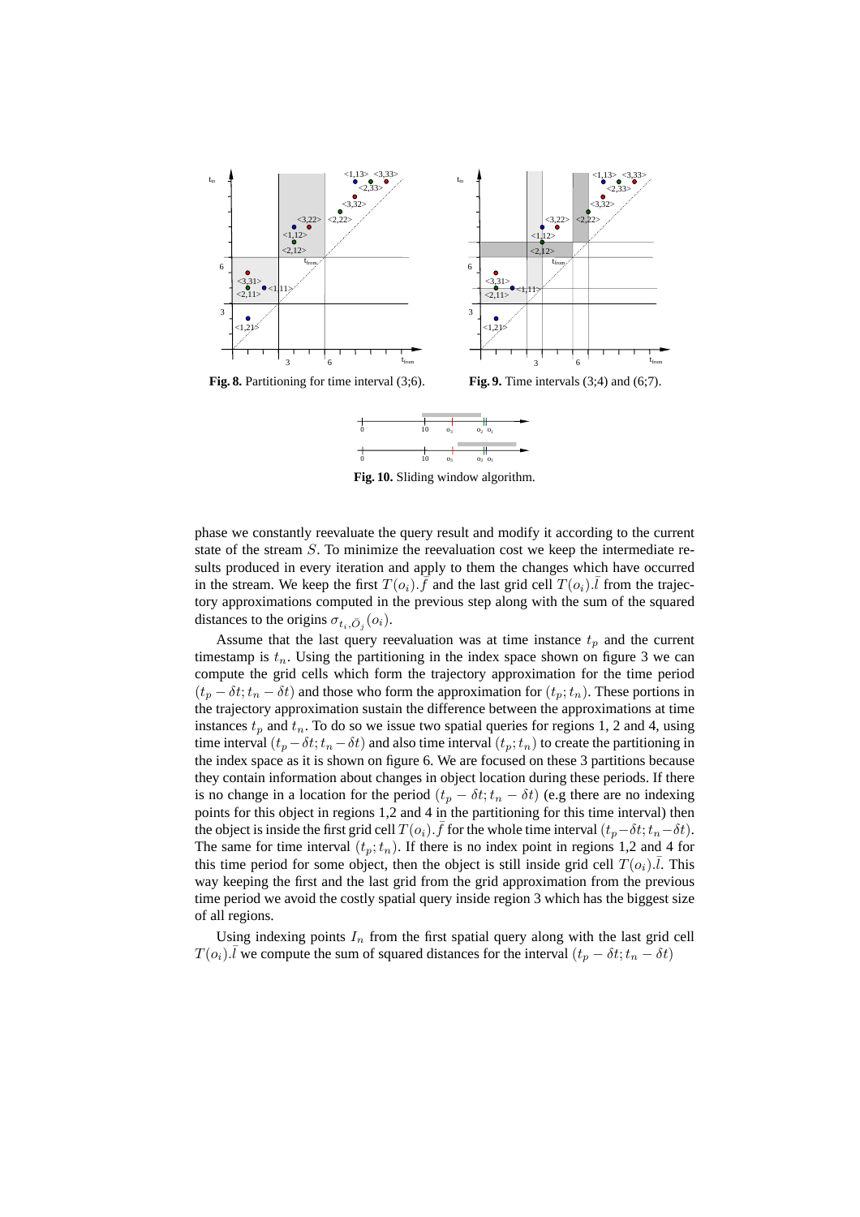t_to

<1,13> <3,33>

<2,33>

<3,32>

<3,22> <2,22>

<1,12>

<2,12>

t_from

6

<3,31>

<2,11> <1,11>

3

<1,21>

3 6 t_from

**Fig. 8.** Partitioning for time interval (3;6).

t_to

<1,13> <3,33>

<2,33>

<3,32>

<3,22> <2,22>

<1,12>

<2,12>

t_from

6

<3,31>

<2,11> <1,11>

3

<1,21>

3 6 t_from

**Fig. 9.** Time intervals (3;4) and (6;7).

0 10 $o_3$ $o_2$ $o_1$

0 10 $o_3$ $o_2$ $o_1$

**Fig. 10.** Sliding window algorithm.

phase we constantly reevaluate the query result and modify it according to the current state of the stream $S$. To minimize the reevaluation cost we keep the intermediate results produced in every iteration and apply to them the changes which have occurred in the stream. We keep the first $T(o_i).\bar{f}$ and the last grid cell $T(o_i).\bar{l}$ from the trajectory approximations computed in the previous step along with the sum of the squared distances to the origins $\sigma_{t_i,\bar{O}_j}(o_i)$.

Assume that the last query reevaluation was at time instance $t_p$ and the current timestamp is $t_n$. Using the partitioning in the index space shown on figure 3 we can compute the grid cells which form the trajectory approximation for the time period $(t_p - \delta t; t_n - \delta t)$ and those who form the approximation for $(t_p; t_n)$. These portions in the trajectory approximation sustain the difference between the approximations at time instances $t_p$ and $t_n$. To do so we issue two spatial queries for regions 1, 2 and 4, using time interval $(t_p - \delta t; t_n - \delta t)$ and also time interval $(t_p; t_n)$ to create the partitioning in the index space as it is shown on figure 6. We are focused on these 3 partitions because they contain information about changes in object location during these periods. If there is no change in a location for the period $(t_p - \delta t; t_n - \delta t)$ (e.g there are no indexing points for this object in regions 1,2 and 4 in the partitioning for this time interval) then the object is inside the first grid cell $T(o_i).\bar{f}$ for the whole time interval $(t_p - \delta t; t_n - \delta t)$. The same for time interval $(t_p; t_n)$. If there is no index point in regions 1,2 and 4 for this time period for some object, then the object is still inside grid cell $T(o_i).\bar{l}$. This way keeping the first and the last grid from the grid approximation from the previous time period we avoid the costly spatial query inside region 3 which has the biggest size of all regions.

Using indexing points $I_n$ from the first spatial query along with the last grid cell $T(o_i).\bar{l}$ we compute the sum of squared distances for the interval $(t_p - \delta t; t_n - \delta t)$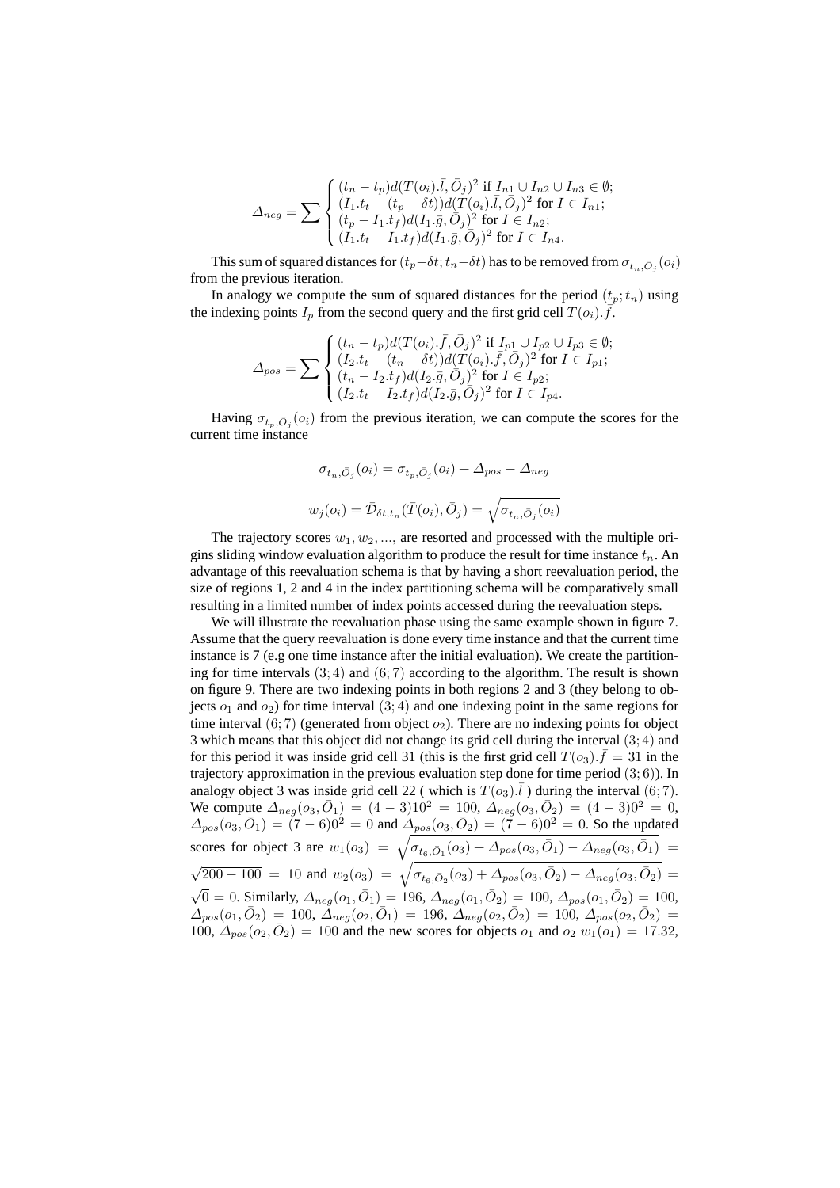$$
\Delta_{neg} = \sum \begin{cases} (t_n - t_p) d(T(o_i).\bar{l}, \bar{O}_j)^2 \text{ if } I_{n1} \cup I_{n2} \cup I_{n3} \in \emptyset; \\ (I_1.t_t - (t_p - \delta t)) d(T(o_i).\bar{l}, \bar{O}_j)^2 \text{ for } I \in I_{n1}; \\ (t_p - I_1.t_f) d(I_1.\bar{g}, \bar{O}_j)^2 \text{ for } I \in I_{n2}; \\ (I_1.t_t - I_1.t_f) d(I_1.\bar{g}, \bar{O}_j)^2 \text{ for } I \in I_{n4}. \end{cases}
$$

This sum of squared distances for $(t_p - \delta t; t_n - \delta t)$ has to be removed from $\sigma_{t_n, \bar{O}_j}(o_i)$ from the previous iteration.

In analogy we compute the sum of squared distances for the period $(t_p; t_n)$ using the indexing points $I_p$ from the second query and the first grid cell $T(o_i).\bar{f}$.

$$
\Delta_{pos} = \sum \begin{cases} (t_n - t_p) d(T(o_i).\bar{f}, \bar{O}_j)^2 \text{ if } I_{p1} \cup I_{p2} \cup I_{p3} \in \emptyset; \\ (I_2.t_t - (t_n - \delta t)) d(T(o_i).\bar{f}, \bar{O}_j)^2 \text{ for } I \in I_{p1}; \\ (t_n - I_2.t_f) d(I_2.\bar{g}, \bar{O}_j)^2 \text{ for } I \in I_{p2}; \\ (I_2.t_t - I_2.t_f) d(I_2.\bar{g}, \bar{O}_j)^2 \text{ for } I \in I_{p4}. \end{cases}
$$

Having $\sigma_{t_p, \bar{O}_j}(o_i)$ from the previous iteration, we can compute the scores for the current time instance

$$
\sigma_{t_n, \bar{O}_j}(o_i) = \sigma_{t_p, \bar{O}_j}(o_i) + \Delta_{pos} - \Delta_{neg}
$$

$$
w_j(o_i) = \bar{\mathcal{D}}_{\delta t, t_n}(\bar{T}(o_i), \bar{O}_j) = \sqrt{\sigma_{t_n, \bar{O}_j}(o_i)}
$$

The trajectory scores $w_1, w_2, \ldots$, are resorted and processed with the multiple origins sliding window evaluation algorithm to produce the result for time instance $t_n$. An advantage of this reevaluation schema is that by having a short reevaluation period, the size of regions 1, 2 and 4 in the index partitioning schema will be comparatively small resulting in a limited number of index points accessed during the reevaluation steps.

We will illustrate the reevaluation phase using the same example shown in figure 7. Assume that the query reevaluation is done every time instance and that the current time instance is 7 (e.g one time instance after the initial evaluation). We create the partitioning for time intervals $(3; 4)$ and $(6; 7)$ according to the algorithm. The result is shown on figure 9. There are two indexing points in both regions 2 and 3 (they belong to objects $o_1$ and $o_2$) for time interval $(3; 4)$ and one indexing point in the same regions for time interval $(6; 7)$ (generated from object $o_2$). There are no indexing points for object 3 which means that this object did not change its grid cell during the interval $(3; 4)$ and for this period it was inside grid cell 31 (this is the first grid cell $T(o_3).\bar{f} = 31$ in the trajectory approximation in the previous evaluation step done for time period $(3; 6)$). In analogy object 3 was inside grid cell 22 ( which is $T(o_3).\bar{l}$ ) during the interval $(6; 7)$. We compute $\Delta_{neg}(o_3, \bar{O}_1) = (4 - 3)10^2 = 100$, $\Delta_{neg}(o_3, \bar{O}_2) = (4 - 3)0^2 = 0$, $\Delta_{pos}(o_3, \bar{O}_1) = (7 - 6)0^2 = 0$ and $\Delta_{pos}(o_3, \bar{O}_2) = (7 - 6)0^2 = 0$. So the updated scores for object 3 are $w_1(o_3) = \sqrt{\sigma_{t_6, \bar{O}_1}(o_3) + \Delta_{pos}(o_3, \bar{O}_1) - \Delta_{neg}(o_3, \bar{O}_1)} = \sqrt{200 - 100} = 10$ and $w_2(o_3) = \sqrt{\sigma_{t_6, \bar{O}_2}(o_3) + \Delta_{pos}(o_3, \bar{O}_2) - \Delta_{neg}(o_3, \bar{O}_2)} = \sqrt{0} = 0$. Similarly, $\Delta_{neg}(o_1, \bar{O}_1) = 196$, $\Delta_{neg}(o_1, \bar{O}_2) = 100$, $\Delta_{pos}(o_1, \bar{O}_2) = 100$, $\Delta_{pos}(o_1, \bar{O}_2) = 100$, $\Delta_{neg}(o_2, \bar{O}_1) = 196$, $\Delta_{neg}(o_2, \bar{O}_2) = 100$, $\Delta_{pos}(o_2, \bar{O}_2) = 100$, $\Delta_{pos}(o_2, \bar{O}_2) = 100$ and the new scores for objects $o_1$ and $o_2$ $w_1(o_1) = 17.32$,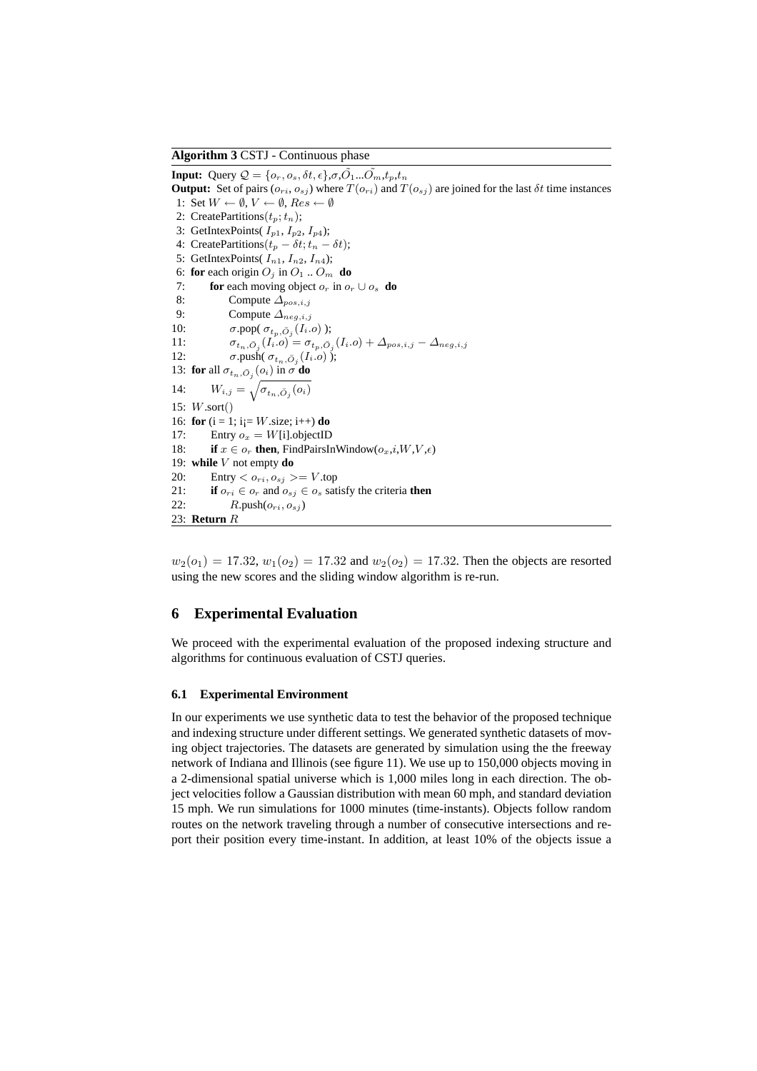**Algorithm 3** CSTJ - Continuous phase

**Input:** Query $\mathcal{Q} = \{o_r, o_s, \delta t, \epsilon\}$,$\sigma$,$\tilde{O}_1 ... \tilde{O}_m$,$t_p$,$t_n$
**Output:** Set of pairs ($o_{ri}$, $o_{sj}$) where $T(o_{ri})$ and $T(o_{sj})$ are joined for the last $\delta t$ time instances

```
1: Set W ← ∅, V ← ∅, Res ← ∅
2: CreatePartitions(t_p; t_n);
3: GetIntexPoints( I_p1, I_p2, I_p4);
4: CreatePartitions(t_p − δt; t_n − δt);
5: GetIntexPoints( I_n1, I_n2, I_n4);
6: for each origin O_j in O_1 .. O_m do
7:     for each moving object o_r in o_r ∪ o_s do
8:         Compute Δ_{pos,i,j}
9:         Compute Δ_{neg,i,j}
10:        σ.pop( σ_{t_p,Ō_j}(I_i.o) );
11:        σ_{t_n,Ō_j}(I_i.o) = σ_{t_p,Ō_j}(I_i.o) + Δ_{pos,i,j} − Δ_{neg,i,j}
12:        σ.push( σ_{t_n,Ō_j}(I_i.o) );
13: for all σ_{t_n,Ō_j}(o_i) in σ do
14:     W_{i,j} = sqrt(σ_{t_n,Ō_j}(o_i))
15: W.sort()
16: for (i = 1; i¡= W.size; i++) do
17:     Entry o_x = W[i].objectID
18:     if x ∈ o_r then, FindPairsInWindow(o_x,i,W,V,ϵ)
19: while V not empty do
20:     Entry < o_ri, o_sj >= V.top
21:     if o_ri ∈ o_r and o_sj ∈ o_s satisfy the criteria then
22:         R.push(o_ri, o_sj)
23: Return R
```

$w_2(o_1) = 17.32$, $w_1(o_2) = 17.32$ and $w_2(o_2) = 17.32$. Then the objects are resorted using the new scores and the sliding window algorithm is re-run.

## 6 Experimental Evaluation

We proceed with the experimental evaluation of the proposed indexing structure and algorithms for continuous evaluation of CSTJ queries.

### 6.1 Experimental Environment

In our experiments we use synthetic data to test the behavior of the proposed technique and indexing structure under different settings. We generated synthetic datasets of moving object trajectories. The datasets are generated by simulation using the the freeway network of Indiana and Illinois (see figure 11). We use up to 150,000 objects moving in a 2-dimensional spatial universe which is 1,000 miles long in each direction. The object velocities follow a Gaussian distribution with mean 60 mph, and standard deviation 15 mph. We run simulations for 1000 minutes (time-instants). Objects follow random routes on the network traveling through a number of consecutive intersections and report their position every time-instant. In addition, at least 10% of the objects issue a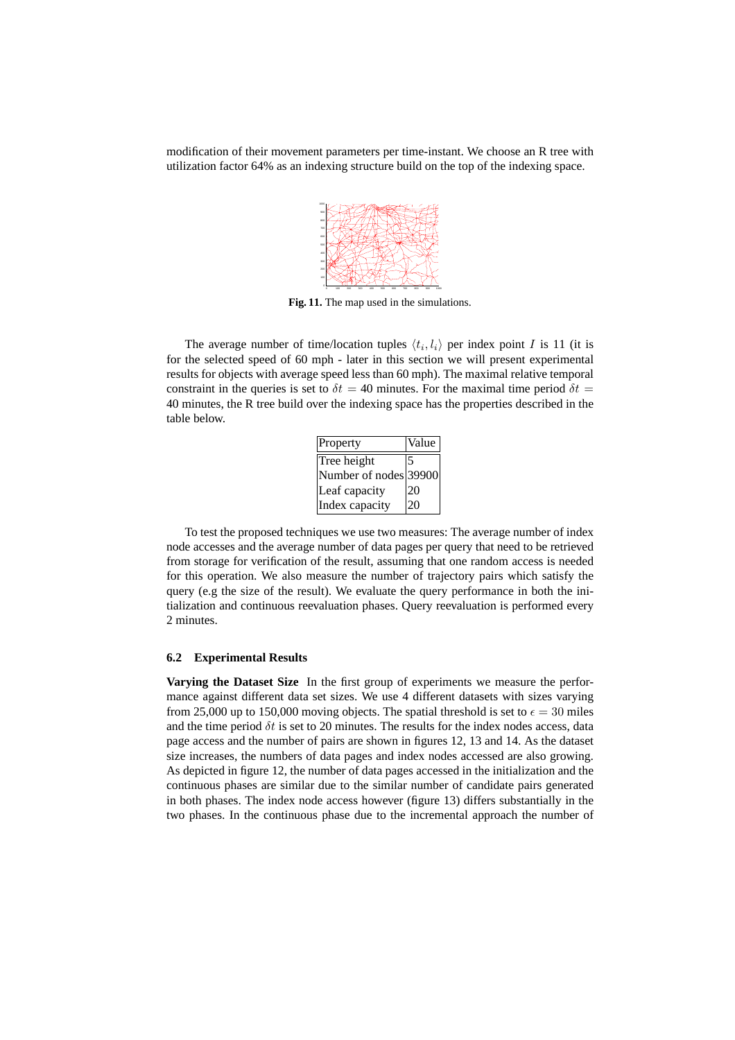modification of their movement parameters per time-instant. We choose an R tree with utilization factor 64% as an indexing structure build on the top of the indexing space.

**Fig. 11.** The map used in the simulations.

The average number of time/location tuples $\langle t_i, l_i \rangle$ per index point $I$ is 11 (it is for the selected speed of 60 mph - later in this section we will present experimental results for objects with average speed less than 60 mph). The maximal relative temporal constraint in the queries is set to $\delta t = 40$ minutes. For the maximal time period $\delta t = 40$ minutes, the R tree build over the indexing space has the properties described in the table below.

| Property | Value |
|---|---|
| Tree height | 5 |
| Number of nodes | 39900 |
| Leaf capacity | 20 |
| Index capacity | 20 |

To test the proposed techniques we use two measures: The average number of index node accesses and the average number of data pages per query that need to be retrieved from storage for verification of the result, assuming that one random access is needed for this operation. We also measure the number of trajectory pairs which satisfy the query (e.g the size of the result). We evaluate the query performance in both the initialization and continuous reevaluation phases. Query reevaluation is performed every 2 minutes.

### 6.2 Experimental Results

**Varying the Dataset Size** In the first group of experiments we measure the performance against different data set sizes. We use 4 different datasets with sizes varying from 25,000 up to 150,000 moving objects. The spatial threshold is set to $\epsilon = 30$ miles and the time period $\delta t$ is set to 20 minutes. The results for the index nodes access, data page access and the number of pairs are shown in figures 12, 13 and 14. As the dataset size increases, the numbers of data pages and index nodes accessed are also growing. As depicted in figure 12, the number of data pages accessed in the initialization and the continuous phases are similar due to the similar number of candidate pairs generated in both phases. The index node access however (figure 13) differs substantially in the two phases. In the continuous phase due to the incremental approach the number of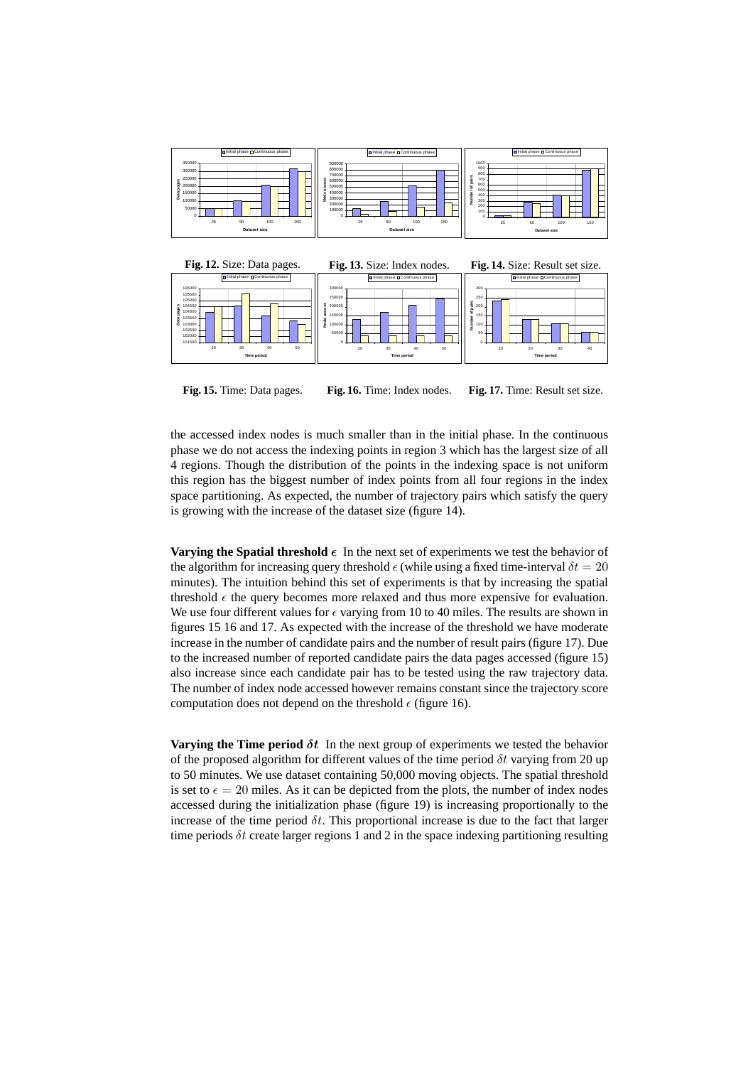Initial phase Continuous phase

350000
300000
250000
200000
150000
100000
50000
0

Data pages

25 50 100 150

Dataset size

Initial phase Continuous phase

900000
800000
700000
600000
500000
400000
300000
200000
100000
0

Node access

25 50 100 150

Dataset size

Initial phase Continuous phase

1000
900
800
700
600
500
400
300
200
100
0

Number of pairs

25 50 100 150

Dataset size

**Fig. 12.** Size: Data pages. **Fig. 13.** Size: Index nodes. **Fig. 14.** Size: Result set size.

Initial phase Continuous phase

106000
105500
105000
104500
104000
103500
103000
102500
102000
101500

Data pages

20 30 40 50

Time period

Initial phase Continuous phase

300000
250000
200000
150000
100000
50000
0

Node access

20 30 40 50

Time period

Initial phase Continuous phase

300
250
200
150
100
50
0

Number of pairs

10 20 30 40

Time period

**Fig. 15.** Time: Data pages. **Fig. 16.** Time: Index nodes. **Fig. 17.** Time: Result set size.

the accessed index nodes is much smaller than in the initial phase. In the continuous phase we do not access the indexing points in region 3 which has the largest size of all 4 regions. Though the distribution of the points in the indexing space is not uniform this region has the biggest number of index points from all four regions in the index space partitioning. As expected, the number of trajectory pairs which satisfy the query is growing with the increase of the dataset size (figure 14).

**Varying the Spatial threshold $\epsilon$** In the next set of experiments we test the behavior of the algorithm for increasing query threshold $\epsilon$ (while using a fixed time-interval $\delta t = 20$ minutes). The intuition behind this set of experiments is that by increasing the spatial threshold $\epsilon$ the query becomes more relaxed and thus more expensive for evaluation. We use four different values for $\epsilon$ varying from 10 to 40 miles. The results are shown in figures 15 16 and 17. As expected with the increase of the threshold we have moderate increase in the number of candidate pairs and the number of result pairs (figure 17). Due to the increased number of reported candidate pairs the data pages accessed (figure 15) also increase since each candidate pair has to be tested using the raw trajectory data. The number of index node accessed however remains constant since the trajectory score computation does not depend on the threshold $\epsilon$ (figure 16).

**Varying the Time period $\delta t$** In the next group of experiments we tested the behavior of the proposed algorithm for different values of the time period $\delta t$ varying from 20 up to 50 minutes. We use dataset containing 50,000 moving objects. The spatial threshold is set to $\epsilon = 20$ miles. As it can be depicted from the plots, the number of index nodes accessed during the initialization phase (figure 19) is increasing proportionally to the increase of the time period $\delta t$. This proportional increase is due to the fact that larger time periods $\delta t$ create larger regions 1 and 2 in the space indexing partitioning resulting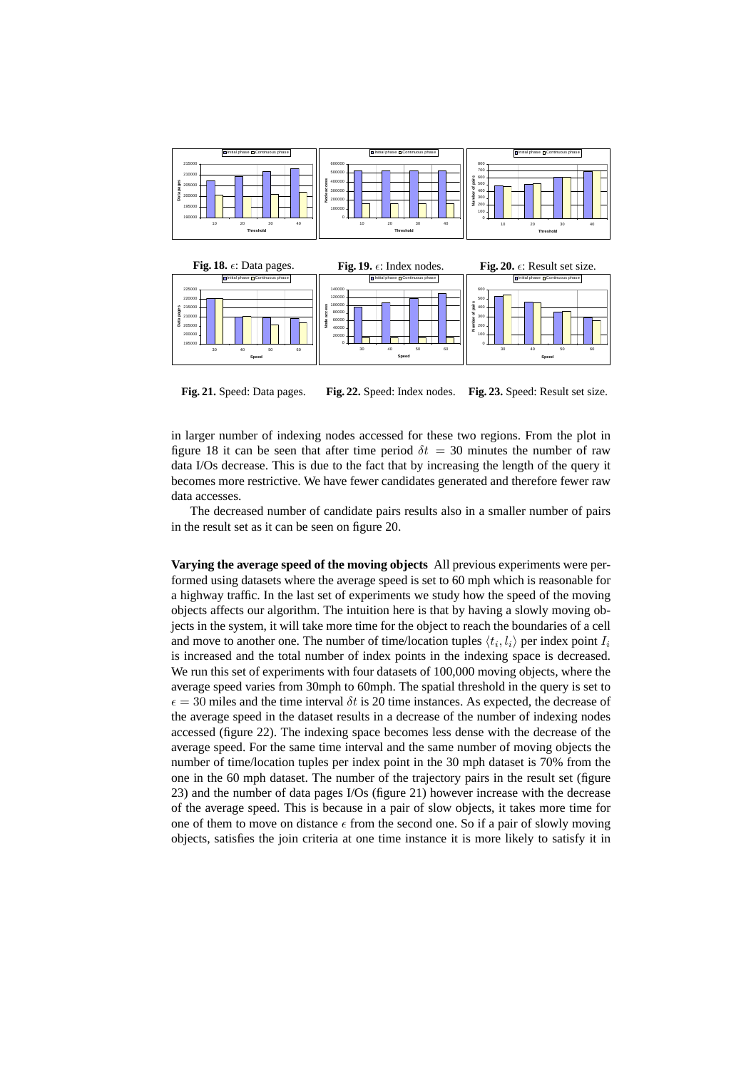Initial phase Continuous phase

215000
210000
205000
200000
195000
190000

Data pages

10 20 30 40

Threshold

**Fig. 18.** $\epsilon$: Data pages.

Initial phase Continuous phase

600000
500000
400000
300000
200000
100000
0

Node access

10 20 30 40

Threshold

**Fig. 19.** $\epsilon$: Index nodes.

Initial phase Continuous phase

800
700
600
500
400
300
200
100
0

Number of pairs

10 20 30 40

Threshold

**Fig. 20.** $\epsilon$: Result set size.

Initial phase Continuous phase

225000
220000
215000
210000
205000
200000
195000

Data pages

30 40 50 60

Speed

**Fig. 21.** Speed: Data pages.

Initial phase Continuous phase

140000
120000
100000
80000
60000
40000
20000
0

Node access

30 40 50 60

Speed

**Fig. 22.** Speed: Index nodes.

Initial phase Continuous phase

600
500
400
300
200
100
0

Number of pairs

30 40 50 60

Speed

**Fig. 23.** Speed: Result set size.

in larger number of indexing nodes accessed for these two regions. From the plot in figure 18 it can be seen that after time period $\delta t = 30$ minutes the number of raw data I/Os decrease. This is due to the fact that by increasing the length of the query it becomes more restrictive. We have fewer candidates generated and therefore fewer raw data accesses.

The decreased number of candidate pairs results also in a smaller number of pairs in the result set as it can be seen on figure 20.

**Varying the average speed of the moving objects** All previous experiments were performed using datasets where the average speed is set to 60 mph which is reasonable for a highway traffic. In the last set of experiments we study how the speed of the moving objects affects our algorithm. The intuition here is that by having a slowly moving objects in the system, it will take more time for the object to reach the boundaries of a cell and move to another one. The number of time/location tuples $\langle t_i, l_i \rangle$ per index point $I_i$ is increased and the total number of index points in the indexing space is decreased. We run this set of experiments with four datasets of 100,000 moving objects, where the average speed varies from 30mph to 60mph. The spatial threshold in the query is set to $\epsilon = 30$ miles and the time interval $\delta t$ is 20 time instances. As expected, the decrease of the average speed in the dataset results in a decrease of the number of indexing nodes accessed (figure 22). The indexing space becomes less dense with the decrease of the average speed. For the same time interval and the same number of moving objects the number of time/location tuples per index point in the 30 mph dataset is 70% from the one in the 60 mph dataset. The number of the trajectory pairs in the result set (figure 23) and the number of data pages I/Os (figure 21) however increase with the decrease of the average speed. This is because in a pair of slow objects, it takes more time for one of them to move on distance $\epsilon$ from the second one. So if a pair of slowly moving objects, satisfies the join criteria at one time instance it is more likely to satisfy it in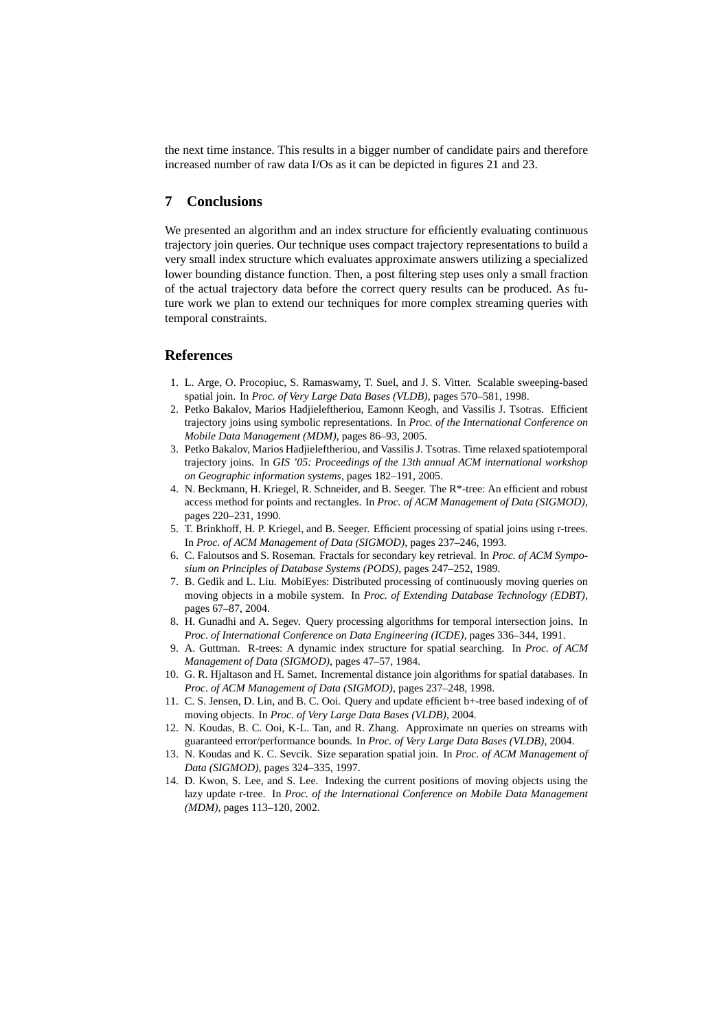the next time instance. This results in a bigger number of candidate pairs and therefore increased number of raw data I/Os as it can be depicted in figures 21 and 23.

## 7 Conclusions

We presented an algorithm and an index structure for efficiently evaluating continuous trajectory join queries. Our technique uses compact trajectory representations to build a very small index structure which evaluates approximate answers utilizing a specialized lower bounding distance function. Then, a post filtering step uses only a small fraction of the actual trajectory data before the correct query results can be produced. As future work we plan to extend our techniques for more complex streaming queries with temporal constraints.

## References

1. L. Arge, O. Procopiuc, S. Ramaswamy, T. Suel, and J. S. Vitter. Scalable sweeping-based spatial join. In *Proc. of Very Large Data Bases (VLDB)*, pages 570–581, 1998.
2. Petko Bakalov, Marios Hadjieleftheriou, Eamonn Keogh, and Vassilis J. Tsotras. Efficient trajectory joins using symbolic representations. In *Proc. of the International Conference on Mobile Data Management (MDM)*, pages 86–93, 2005.
3. Petko Bakalov, Marios Hadjieleftheriou, and Vassilis J. Tsotras. Time relaxed spatiotemporal trajectory joins. In *GIS '05: Proceedings of the 13th annual ACM international workshop on Geographic information systems*, pages 182–191, 2005.
4. N. Beckmann, H. Kriegel, R. Schneider, and B. Seeger. The R*-tree: An efficient and robust access method for points and rectangles. In *Proc. of ACM Management of Data (SIGMOD)*, pages 220–231, 1990.
5. T. Brinkhoff, H. P. Kriegel, and B. Seeger. Efficient processing of spatial joins using r-trees. In *Proc. of ACM Management of Data (SIGMOD)*, pages 237–246, 1993.
6. C. Faloutsos and S. Roseman. Fractals for secondary key retrieval. In *Proc. of ACM Symposium on Principles of Database Systems (PODS)*, pages 247–252, 1989.
7. B. Gedik and L. Liu. MobiEyes: Distributed processing of continuously moving queries on moving objects in a mobile system. In *Proc. of Extending Database Technology (EDBT)*, pages 67–87, 2004.
8. H. Gunadhi and A. Segev. Query processing algorithms for temporal intersection joins. In *Proc. of International Conference on Data Engineering (ICDE)*, pages 336–344, 1991.
9. A. Guttman. R-trees: A dynamic index structure for spatial searching. In *Proc. of ACM Management of Data (SIGMOD)*, pages 47–57, 1984.
10. G. R. Hjaltason and H. Samet. Incremental distance join algorithms for spatial databases. In *Proc. of ACM Management of Data (SIGMOD)*, pages 237–248, 1998.
11. C. S. Jensen, D. Lin, and B. C. Ooi. Query and update efficient b+-tree based indexing of of moving objects. In *Proc. of Very Large Data Bases (VLDB)*, 2004.
12. N. Koudas, B. C. Ooi, K-L. Tan, and R. Zhang. Approximate nn queries on streams with guaranteed error/performance bounds. In *Proc. of Very Large Data Bases (VLDB)*, 2004.
13. N. Koudas and K. C. Sevcik. Size separation spatial join. In *Proc. of ACM Management of Data (SIGMOD)*, pages 324–335, 1997.
14. D. Kwon, S. Lee, and S. Lee. Indexing the current positions of moving objects using the lazy update r-tree. In *Proc. of the International Conference on Mobile Data Management (MDM)*, pages 113–120, 2002.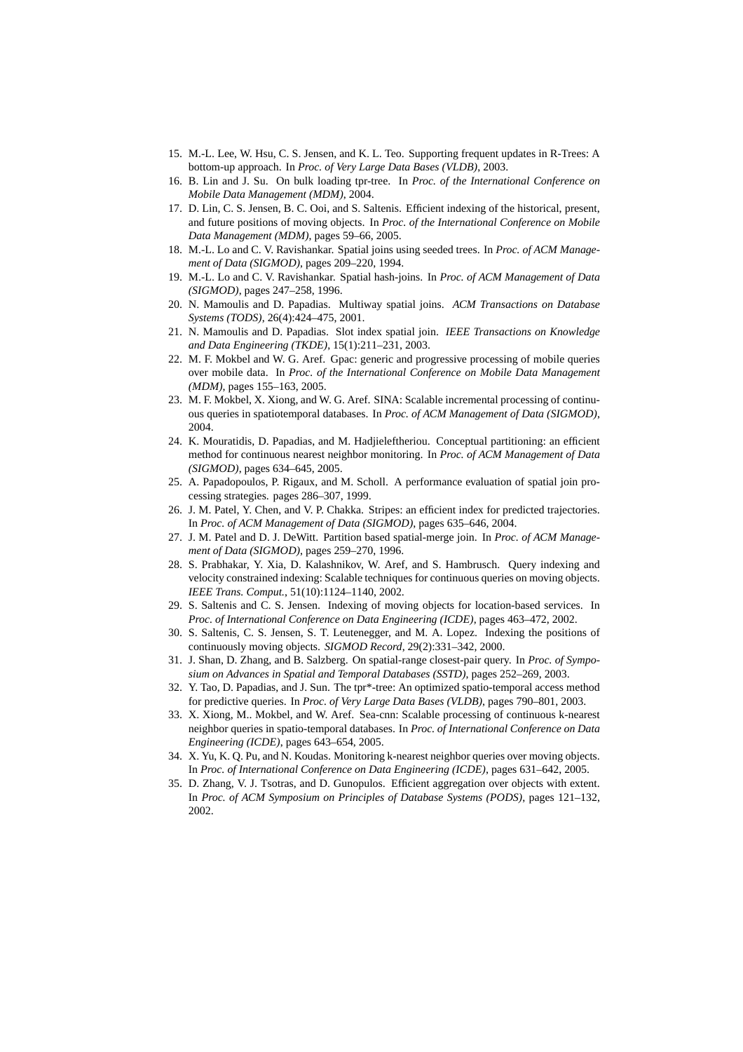15. M.-L. Lee, W. Hsu, C. S. Jensen, and K. L. Teo. Supporting frequent updates in R-Trees: A bottom-up approach. In *Proc. of Very Large Data Bases (VLDB)*, 2003.
16. B. Lin and J. Su. On bulk loading tpr-tree. In *Proc. of the International Conference on Mobile Data Management (MDM)*, 2004.
17. D. Lin, C. S. Jensen, B. C. Ooi, and S. Saltenis. Efficient indexing of the historical, present, and future positions of moving objects. In *Proc. of the International Conference on Mobile Data Management (MDM)*, pages 59–66, 2005.
18. M.-L. Lo and C. V. Ravishankar. Spatial joins using seeded trees. In *Proc. of ACM Management of Data (SIGMOD)*, pages 209–220, 1994.
19. M.-L. Lo and C. V. Ravishankar. Spatial hash-joins. In *Proc. of ACM Management of Data (SIGMOD)*, pages 247–258, 1996.
20. N. Mamoulis and D. Papadias. Multiway spatial joins. *ACM Transactions on Database Systems (TODS)*, 26(4):424–475, 2001.
21. N. Mamoulis and D. Papadias. Slot index spatial join. *IEEE Transactions on Knowledge and Data Engineering (TKDE)*, 15(1):211–231, 2003.
22. M. F. Mokbel and W. G. Aref. Gpac: generic and progressive processing of mobile queries over mobile data. In *Proc. of the International Conference on Mobile Data Management (MDM)*, pages 155–163, 2005.
23. M. F. Mokbel, X. Xiong, and W. G. Aref. SINA: Scalable incremental processing of continuous queries in spatiotemporal databases. In *Proc. of ACM Management of Data (SIGMOD)*, 2004.
24. K. Mouratidis, D. Papadias, and M. Hadjieleftheriou. Conceptual partitioning: an efficient method for continuous nearest neighbor monitoring. In *Proc. of ACM Management of Data (SIGMOD)*, pages 634–645, 2005.
25. A. Papadopoulos, P. Rigaux, and M. Scholl. A performance evaluation of spatial join processing strategies. pages 286–307, 1999.
26. J. M. Patel, Y. Chen, and V. P. Chakka. Stripes: an efficient index for predicted trajectories. In *Proc. of ACM Management of Data (SIGMOD)*, pages 635–646, 2004.
27. J. M. Patel and D. J. DeWitt. Partition based spatial-merge join. In *Proc. of ACM Management of Data (SIGMOD)*, pages 259–270, 1996.
28. S. Prabhakar, Y. Xia, D. Kalashnikov, W. Aref, and S. Hambrusch. Query indexing and velocity constrained indexing: Scalable techniques for continuous queries on moving objects. *IEEE Trans. Comput.*, 51(10):1124–1140, 2002.
29. S. Saltenis and C. S. Jensen. Indexing of moving objects for location-based services. In *Proc. of International Conference on Data Engineering (ICDE)*, pages 463–472, 2002.
30. S. Saltenis, C. S. Jensen, S. T. Leutenegger, and M. A. Lopez. Indexing the positions of continuously moving objects. *SIGMOD Record*, 29(2):331–342, 2000.
31. J. Shan, D. Zhang, and B. Salzberg. On spatial-range closest-pair query. In *Proc. of Symposium on Advances in Spatial and Temporal Databases (SSTD)*, pages 252–269, 2003.
32. Y. Tao, D. Papadias, and J. Sun. The tpr*-tree: An optimized spatio-temporal access method for predictive queries. In *Proc. of Very Large Data Bases (VLDB)*, pages 790–801, 2003.
33. X. Xiong, M.. Mokbel, and W. Aref. Sea-cnn: Scalable processing of continuous k-nearest neighbor queries in spatio-temporal databases. In *Proc. of International Conference on Data Engineering (ICDE)*, pages 643–654, 2005.
34. X. Yu, K. Q. Pu, and N. Koudas. Monitoring k-nearest neighbor queries over moving objects. In *Proc. of International Conference on Data Engineering (ICDE)*, pages 631–642, 2005.
35. D. Zhang, V. J. Tsotras, and D. Gunopulos. Efficient aggregation over objects with extent. In *Proc. of ACM Symposium on Principles of Database Systems (PODS)*, pages 121–132, 2002.